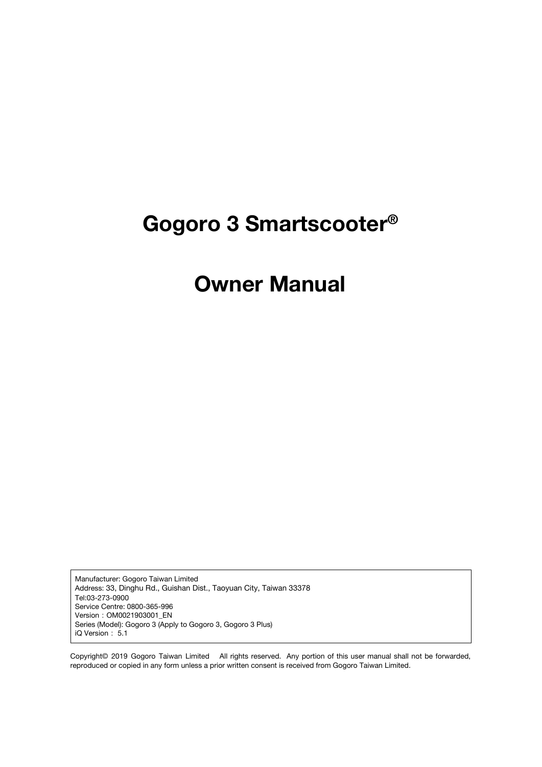# Gogoro 3 Smartscooter®

# Owner Manual

Manufacturer: Gogoro Taiwan Limited
Address: 33, Dinghu Rd., Guishan Dist., Taoyuan City, Taiwan 33378
Tel:03-273-0900
Service Centre: 0800-365-996
Version：OM0021903001_EN
Series (Model): Gogoro 3 (Apply to Gogoro 3, Gogoro 3 Plus)
iQ Version： 5.1

Copyright© 2019 Gogoro Taiwan Limited All rights reserved. Any portion of this user manual shall not be forwarded, reproduced or copied in any form unless a prior written consent is received from Gogoro Taiwan Limited.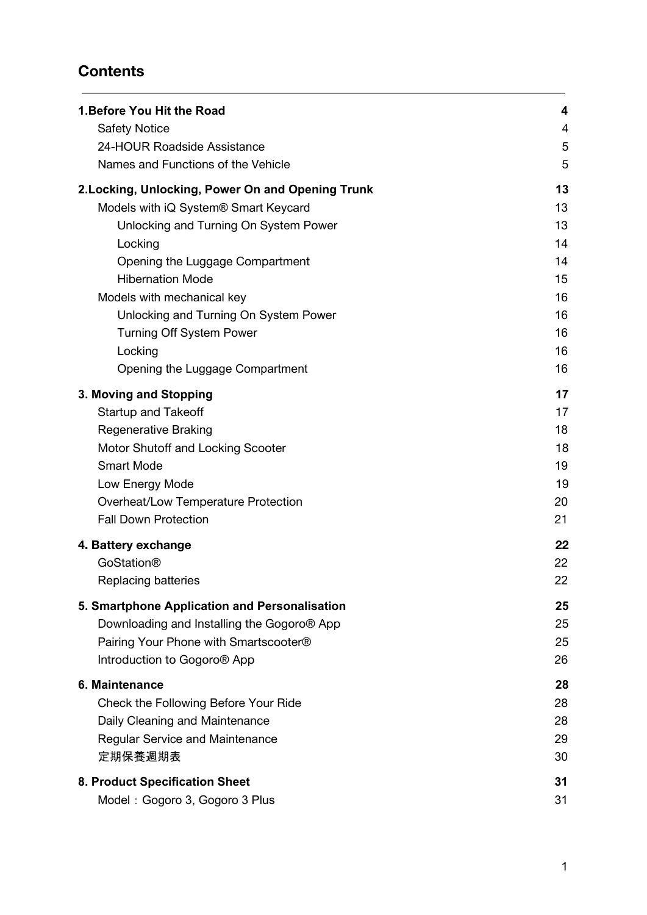## Contents

| | |
|---|---|
| **1.Before You Hit the Road** | **4** |
| Safety Notice | 4 |
| 24-HOUR Roadside Assistance | 5 |
| Names and Functions of the Vehicle | 5 |
| **2.Locking, Unlocking, Power On and Opening Trunk** | **13** |
| Models with iQ System® Smart Keycard | 13 |
| Unlocking and Turning On System Power | 13 |
| Locking | 14 |
| Opening the Luggage Compartment | 14 |
| Hibernation Mode | 15 |
| Models with mechanical key | 16 |
| Unlocking and Turning On System Power | 16 |
| Turning Off System Power | 16 |
| Locking | 16 |
| Opening the Luggage Compartment | 16 |
| **3. Moving and Stopping** | **17** |
| Startup and Takeoff | 17 |
| Regenerative Braking | 18 |
| Motor Shutoff and Locking Scooter | 18 |
| Smart Mode | 19 |
| Low Energy Mode | 19 |
| Overheat/Low Temperature Protection | 20 |
| Fall Down Protection | 21 |
| **4. Battery exchange** | **22** |
| GoStation® | 22 |
| Replacing batteries | 22 |
| **5. Smartphone Application and Personalisation** | **25** |
| Downloading and Installing the Gogoro® App | 25 |
| Pairing Your Phone with Smartscooter® | 25 |
| Introduction to Gogoro® App | 26 |
| **6. Maintenance** | **28** |
| Check the Following Before Your Ride | 28 |
| Daily Cleaning and Maintenance | 28 |
| Regular Service and Maintenance | 29 |
| 定期保養週期表 | 30 |
| **8. Product Specification Sheet** | **31** |
| Model：Gogoro 3, Gogoro 3 Plus | 31 |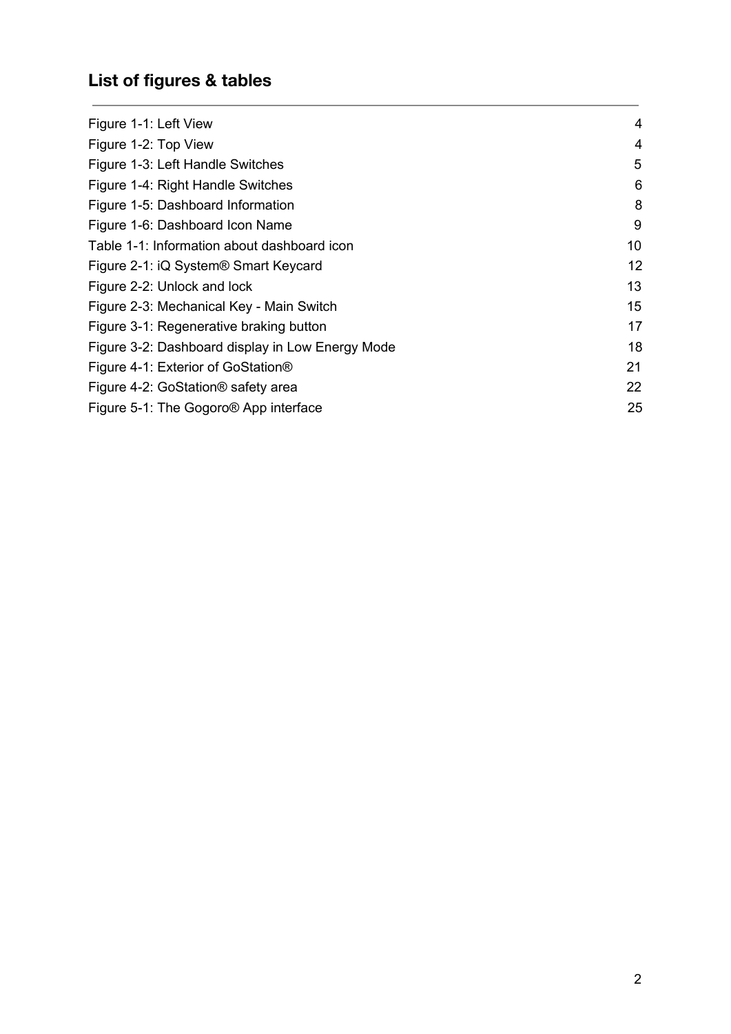## List of figures & tables

| | |
|---|---|
| Figure 1-1: Left View | 4 |
| Figure 1-2: Top View | 4 |
| Figure 1-3: Left Handle Switches | 5 |
| Figure 1-4: Right Handle Switches | 6 |
| Figure 1-5: Dashboard Information | 8 |
| Figure 1-6: Dashboard Icon Name | 9 |
| Table 1-1: Information about dashboard icon | 10 |
| Figure 2-1: iQ System® Smart Keycard | 12 |
| Figure 2-2: Unlock and lock | 13 |
| Figure 2-3: Mechanical Key - Main Switch | 15 |
| Figure 3-1: Regenerative braking button | 17 |
| Figure 3-2: Dashboard display in Low Energy Mode | 18 |
| Figure 4-1: Exterior of GoStation® | 21 |
| Figure 4-2: GoStation® safety area | 22 |
| Figure 5-1: The Gogoro® App interface | 25 |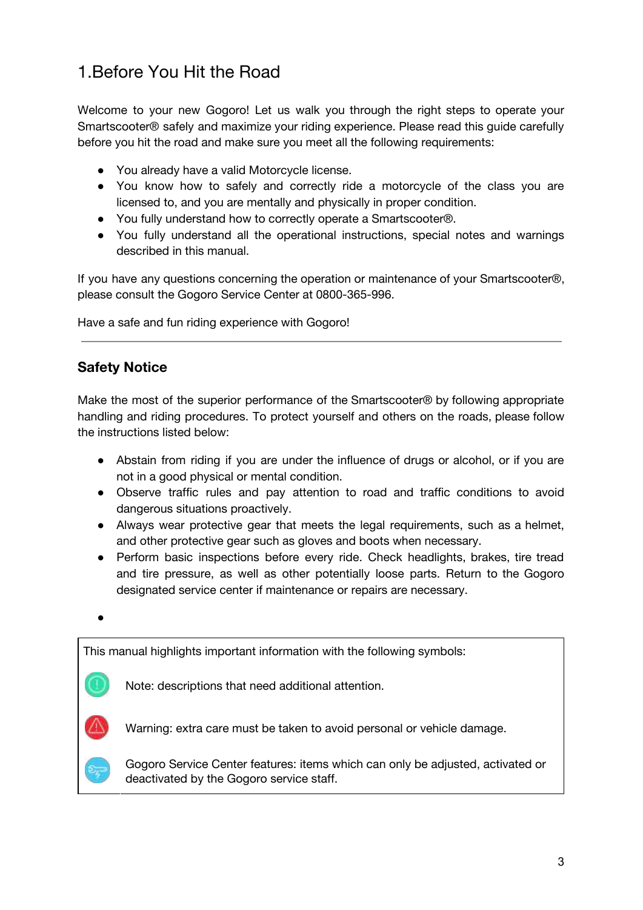# 1.Before You Hit the Road

Welcome to your new Gogoro! Let us walk you through the right steps to operate your Smartscooter® safely and maximize your riding experience. Please read this guide carefully before you hit the road and make sure you meet all the following requirements:

- You already have a valid Motorcycle license.
- You know how to safely and correctly ride a motorcycle of the class you are licensed to, and you are mentally and physically in proper condition.
- You fully understand how to correctly operate a Smartscooter®.
- You fully understand all the operational instructions, special notes and warnings described in this manual.

If you have any questions concerning the operation or maintenance of your Smartscooter®, please consult the Gogoro Service Center at 0800-365-996.

Have a safe and fun riding experience with Gogoro!

---

## Safety Notice

Make the most of the superior performance of the Smartscooter® by following appropriate handling and riding procedures. To protect yourself and others on the roads, please follow the instructions listed below:

- Abstain from riding if you are under the influence of drugs or alcohol, or if you are not in a good physical or mental condition.
- Observe traffic rules and pay attention to road and traffic conditions to avoid dangerous situations proactively.
- Always wear protective gear that meets the legal requirements, such as a helmet, and other protective gear such as gloves and boots when necessary.
- Perform basic inspections before every ride. Check headlights, brakes, tire tread and tire pressure, as well as other potentially loose parts. Return to the Gogoro designated service center if maintenance or repairs are necessary.
-

This manual highlights important information with the following symbols:

Note: descriptions that need additional attention.

Warning: extra care must be taken to avoid personal or vehicle damage.

Gogoro Service Center features: items which can only be adjusted, activated or deactivated by the Gogoro service staff.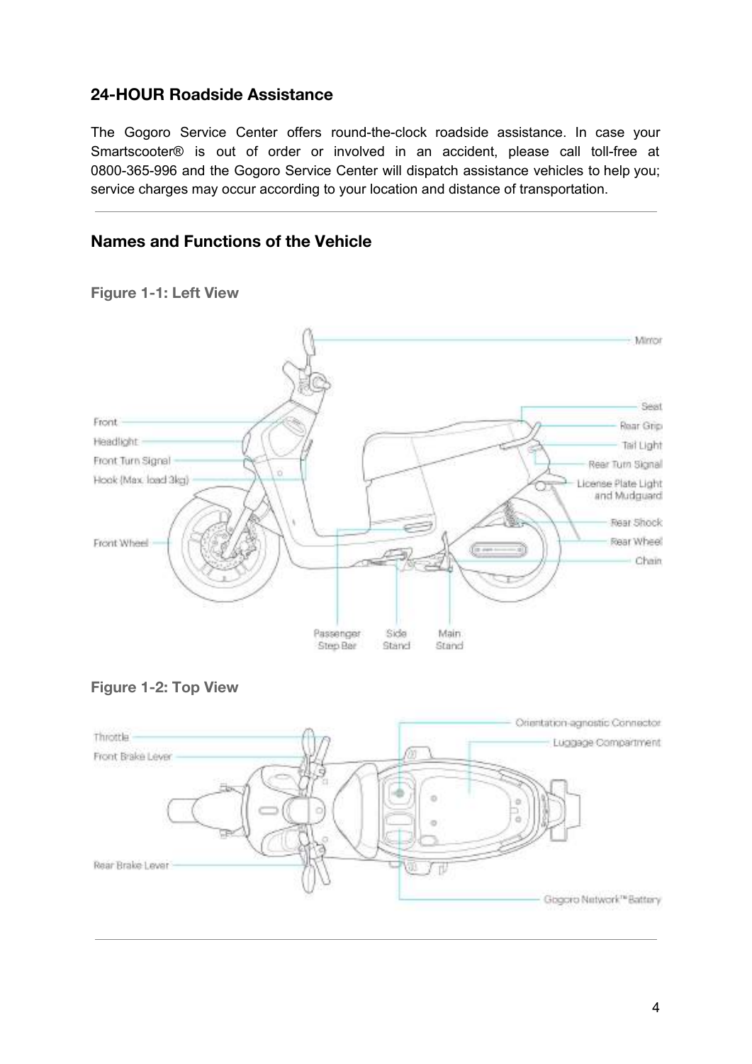## 24-HOUR Roadside Assistance

The Gogoro Service Center offers round-the-clock roadside assistance. In case your Smartscooter® is out of order or involved in an accident, please call toll-free at 0800-365-996 and the Gogoro Service Center will dispatch assistance vehicles to help you; service charges may occur according to your location and distance of transportation.

## Names and Functions of the Vehicle

**Figure 1-1: Left View**

Mirror, Front, Headlight, Front Turn Signal, Hook (Max. load 3kg), Front Wheel, Seat, Rear Grip, Tail Light, Rear Turn Signal, License Plate Light and Mudguard, Rear Shock, Rear Wheel, Chain, Passenger Step Bar, Side Stand, Main Stand

**Figure 1-2: Top View**

Throttle, Front Brake Lever, Rear Brake Lever, Orientation-agnostic Connector, Luggage Compartment, Gogoro Network™ Battery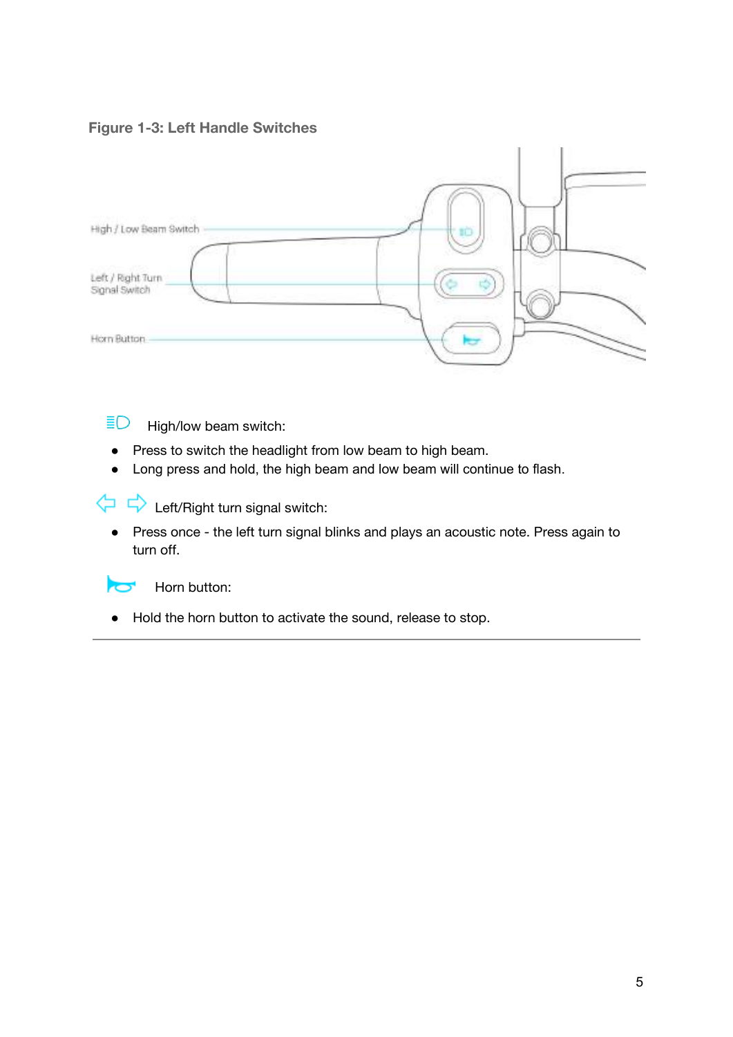**Figure 1-3: Left Handle Switches**

High / Low Beam Switch

Left / Right Turn Signal Switch

Horn Button

High/low beam switch:

- Press to switch the headlight from low beam to high beam.
- Long press and hold, the high beam and low beam will continue to flash.

Left/Right turn signal switch:

- Press once - the left turn signal blinks and plays an acoustic note. Press again to turn off.

Horn button:

- Hold the horn button to activate the sound, release to stop.

---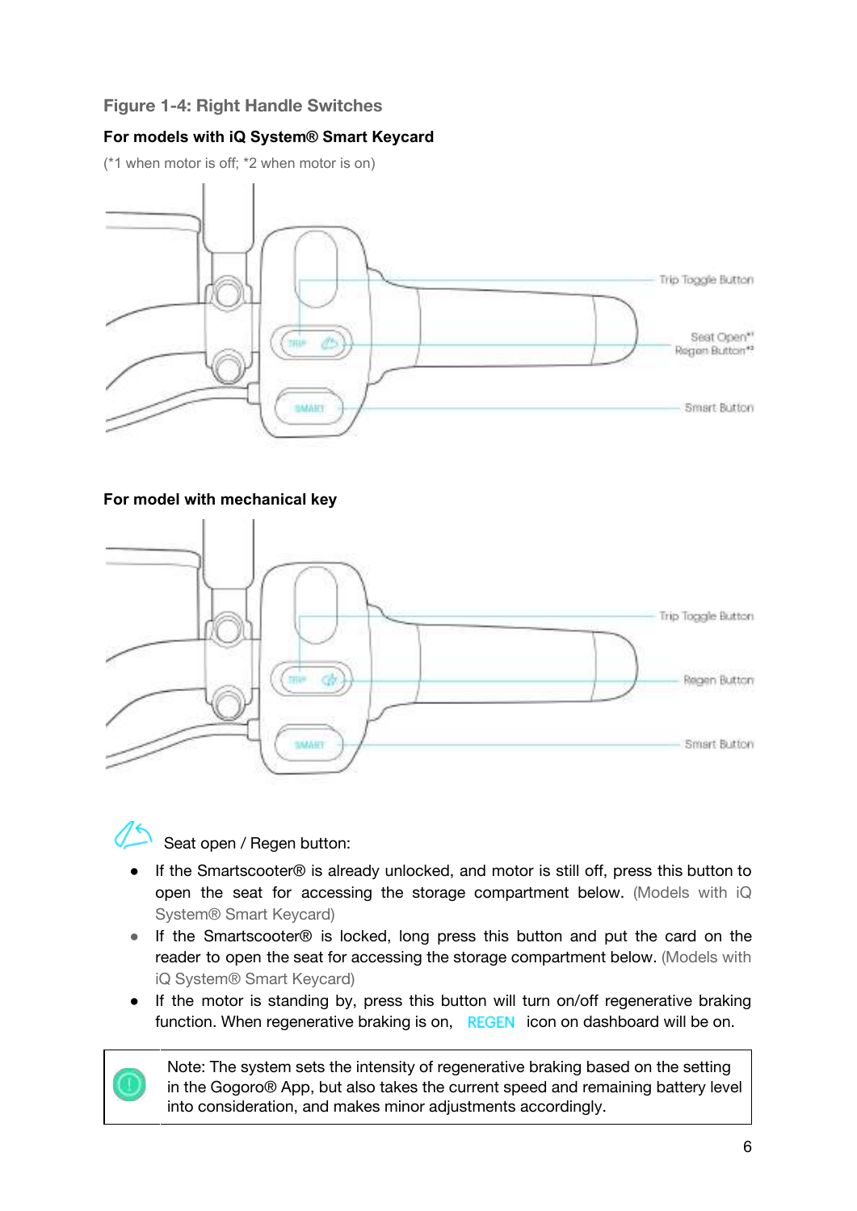**Figure 1-4: Right Handle Switches**

**For models with iQ System® Smart Keycard**

(*1 when motor is off; *2 when motor is on)

Trip Toggle Button

Seat Open*1
Regen Button*2

Smart Button

**For model with mechanical key**

Trip Toggle Button

Regen Button

Smart Button

Seat open / Regen button:

- If the Smartscooter® is already unlocked, and motor is still off, press this button to open the seat for accessing the storage compartment below. (Models with iQ System® Smart Keycard)
- If the Smartscooter® is locked, long press this button and put the card on the reader to open the seat for accessing the storage compartment below. (Models with iQ System® Smart Keycard)
- If the motor is standing by, press this button will turn on/off regenerative braking function. When regenerative braking is on, REGEN icon on dashboard will be on.

| | Note: The system sets the intensity of regenerative braking based on the setting in the Gogoro® App, but also takes the current speed and remaining battery level into consideration, and makes minor adjustments accordingly. |
|---|---|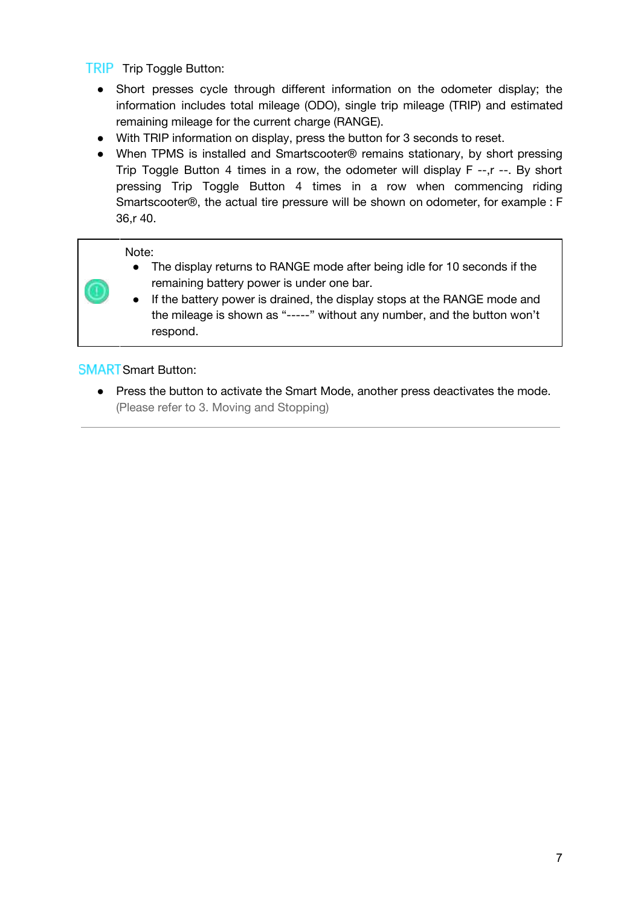**TRIP** Trip Toggle Button:

- Short presses cycle through different information on the odometer display; the information includes total mileage (ODO), single trip mileage (TRIP) and estimated remaining mileage for the current charge (RANGE).
- With TRIP information on display, press the button for 3 seconds to reset.
- When TPMS is installed and Smartscooter® remains stationary, by short pressing Trip Toggle Button 4 times in a row, the odometer will display F --,r --. By short pressing Trip Toggle Button 4 times in a row when commencing riding Smartscooter®, the actual tire pressure will be shown on odometer, for example : F 36,r 40.

> Note:
> - The display returns to RANGE mode after being idle for 10 seconds if the remaining battery power is under one bar.
> - If the battery power is drained, the display stops at the RANGE mode and the mileage is shown as “-----” without any number, and the button won’t respond.

**SMART** Smart Button:

- Press the button to activate the Smart Mode, another press deactivates the mode. (Please refer to 3. Moving and Stopping)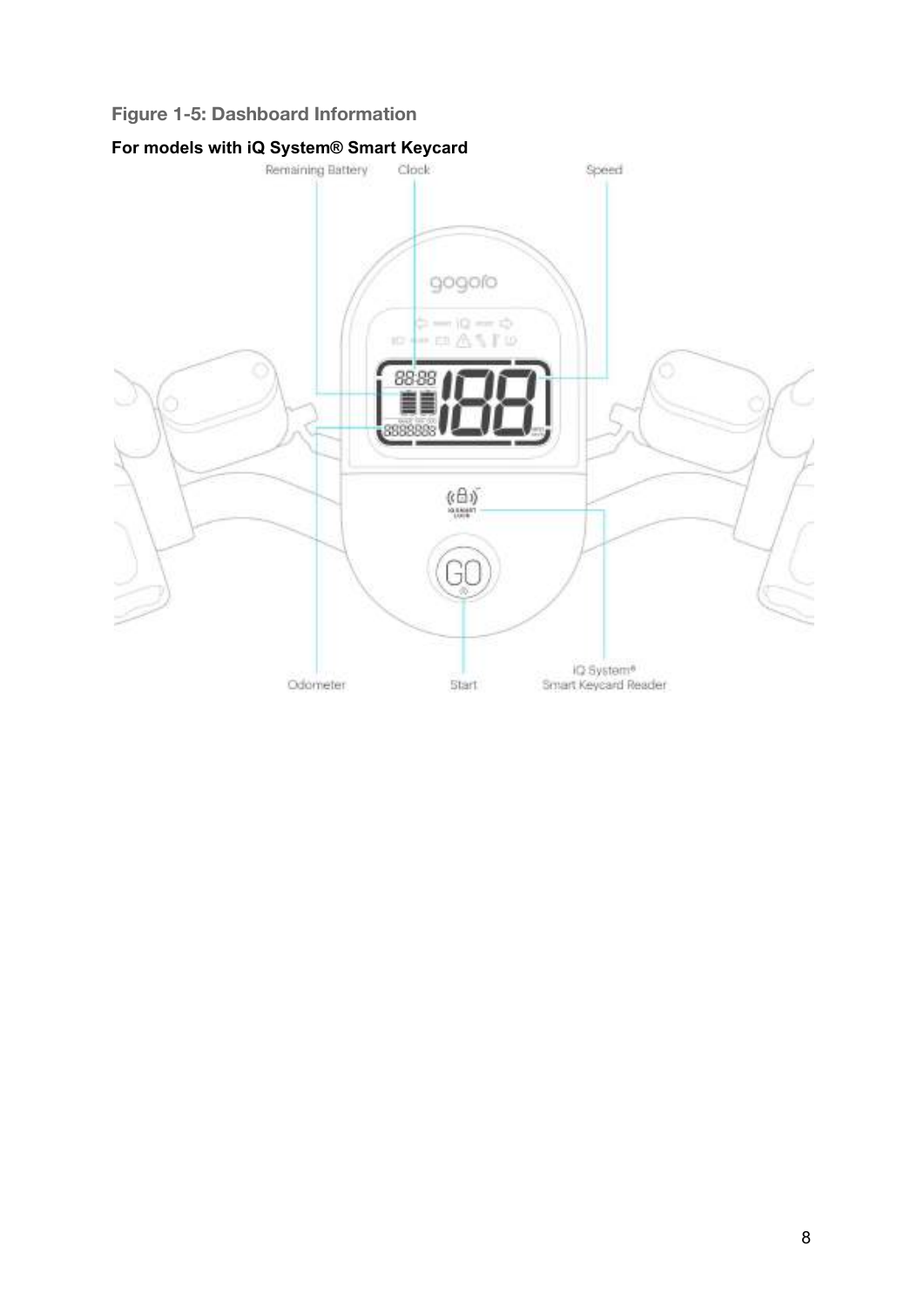**Figure 1-5: Dashboard Information**

**For models with iQ System® Smart Keycard**

Remaining Battery

Clock

Speed

Odometer

Start

iQ System®
Smart Keycard Reader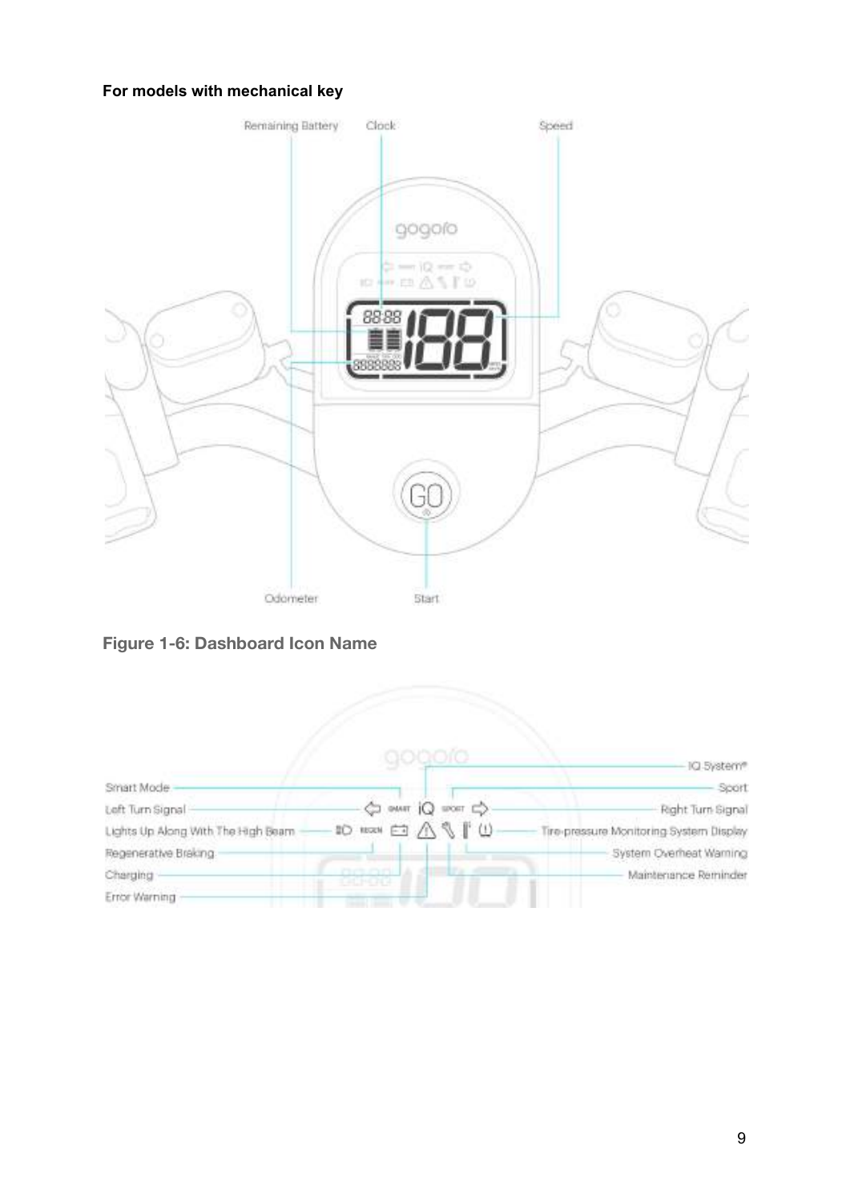**For models with mechanical key**

Remaining Battery

Clock

Speed

Odometer

Start

**Figure 1-6: Dashboard Icon Name**

IQ System®

Smart Mode

Sport

Left Turn Signal

Right Turn Signal

Lights Up Along With The High Beam

Tire-pressure Monitoring System Display

Regenerative Braking

System Overheat Warning

Charging

Maintenance Reminder

Error Warning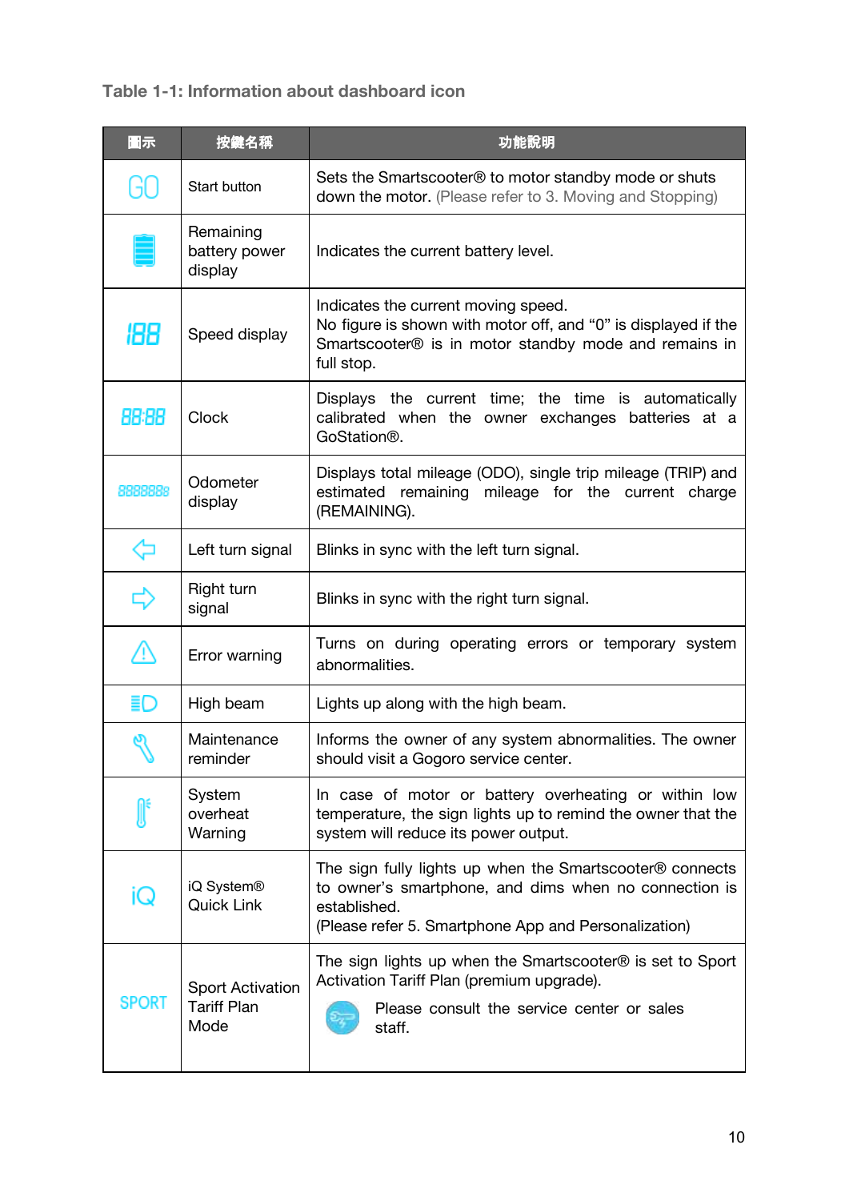Table 1-1: Information about dashboard icon

| 圖示 | 按鍵名稱 | 功能說明 |
|---|---|---|
| GO | Start button | Sets the Smartscooter® to motor standby mode or shuts down the motor. (Please refer to 3. Moving and Stopping) |
| | Remaining battery power display | Indicates the current battery level. |
| 188 | Speed display | Indicates the current moving speed.<br>No figure is shown with motor off, and "0" is displayed if the Smartscooter® is in motor standby mode and remains in full stop. |
| 88:88 | Clock | Displays the current time; the time is automatically calibrated when the owner exchanges batteries at a GoStation®. |
| 8888888 | Odometer display | Displays total mileage (ODO), single trip mileage (TRIP) and estimated remaining mileage for the current charge (REMAINING). |
| | Left turn signal | Blinks in sync with the left turn signal. |
| | Right turn signal | Blinks in sync with the right turn signal. |
| | Error warning | Turns on during operating errors or temporary system abnormalities. |
| | High beam | Lights up along with the high beam. |
| | Maintenance reminder | Informs the owner of any system abnormalities. The owner should visit a Gogoro service center. |
| | System overheat Warning | In case of motor or battery overheating or within low temperature, the sign lights up to remind the owner that the system will reduce its power output. |
| iQ | iQ System® Quick Link | The sign fully lights up when the Smartscooter® connects to owner's smartphone, and dims when no connection is established.<br>(Please refer 5. Smartphone App and Personalization) |
| SPORT | Sport Activation Tariff Plan Mode | The sign lights up when the Smartscooter® is set to Sport Activation Tariff Plan (premium upgrade).<br>Please consult the service center or sales staff. |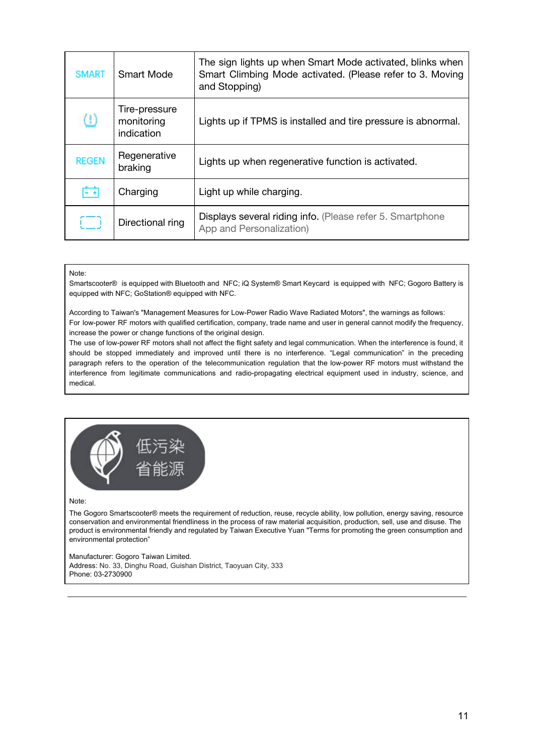| SMART | Smart Mode | The sign lights up when Smart Mode activated, blinks when Smart Climbing Mode activated. (Please refer to 3. Moving and Stopping) |
|---|---|---|
| (!) | Tire-pressure monitoring indication | Lights up if TPMS is installed and tire pressure is abnormal. |
| REGEN | Regenerative braking | Lights up when regenerative function is activated. |
| [- +] | Charging | Light up while charging. |
| [ ] | Directional ring | Displays several riding info. (Please refer 5. Smartphone App and Personalization) |

Note:
Smartscooter® is equipped with Bluetooth and NFC; iQ System® Smart Keycard is equipped with NFC; Gogoro Battery is equipped with NFC; GoStation® equipped with NFC.

According to Taiwan's "Management Measures for Low-Power Radio Wave Radiated Motors", the warnings as follows:
For low-power RF motors with qualified certification, company, trade name and user in general cannot modify the frequency, increase the power or change functions of the original design.
The use of low-power RF motors shall not affect the flight safety and legal communication. When the interference is found, it should be stopped immediately and improved until there is no interference. "Legal communication" in the preceding paragraph refers to the operation of the telecommunication regulation that the low-power RF motors must withstand the interference from legitimate communications and radio-propagating electrical equipment used in industry, science, and medical.

低污染
省能源

Note:
The Gogoro Smartscooter® meets the requirement of reduction, reuse, recycle ability, low pollution, energy saving, resource conservation and environmental friendliness in the process of raw material acquisition, production, sell, use and disuse. The product is environmental friendly and regulated by Taiwan Executive Yuan "Terms for promoting the green consumption and environmental protection"

Manufacturer: Gogoro Taiwan Limited.
Address: No. 33, Dinghu Road, Guishan District, Taoyuan City, 333
Phone: 03-2730900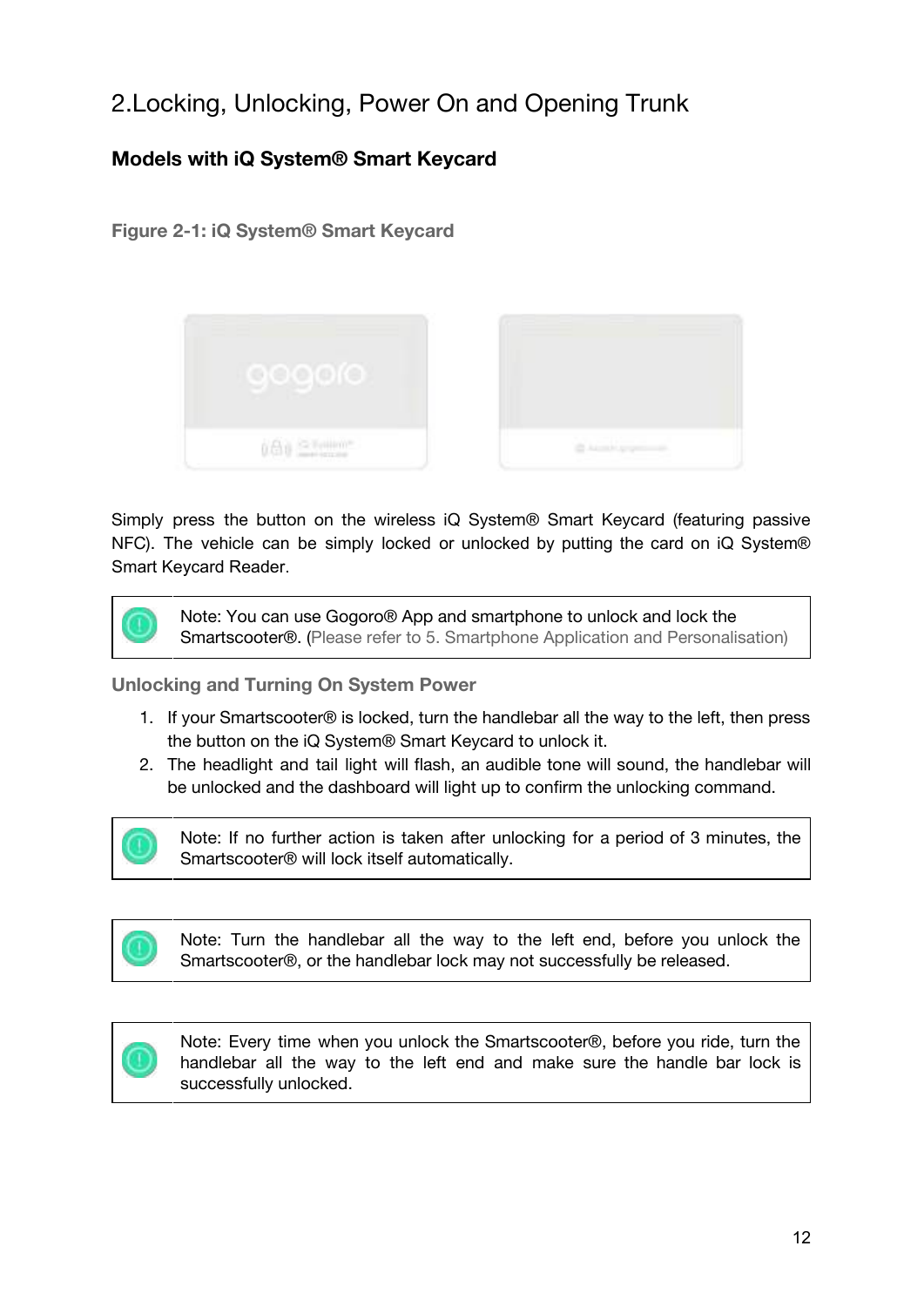# 2.Locking, Unlocking, Power On and Opening Trunk

## Models with iQ System® Smart Keycard

**Figure 2-1: iQ System® Smart Keycard**

Simply press the button on the wireless iQ System® Smart Keycard (featuring passive NFC). The vehicle can be simply locked or unlocked by putting the card on iQ System® Smart Keycard Reader.

> Note: You can use Gogoro® App and smartphone to unlock and lock the Smartscooter®. (Please refer to 5. Smartphone Application and Personalisation)

### Unlocking and Turning On System Power

1. If your Smartscooter® is locked, turn the handlebar all the way to the left, then press the button on the iQ System® Smart Keycard to unlock it.
2. The headlight and tail light will flash, an audible tone will sound, the handlebar will be unlocked and the dashboard will light up to confirm the unlocking command.

> Note: If no further action is taken after unlocking for a period of 3 minutes, the Smartscooter® will lock itself automatically.

> Note: Turn the handlebar all the way to the left end, before you unlock the Smartscooter®, or the handlebar lock may not successfully be released.

> Note: Every time when you unlock the Smartscooter®, before you ride, turn the handlebar all the way to the left end and make sure the handle bar lock is successfully unlocked.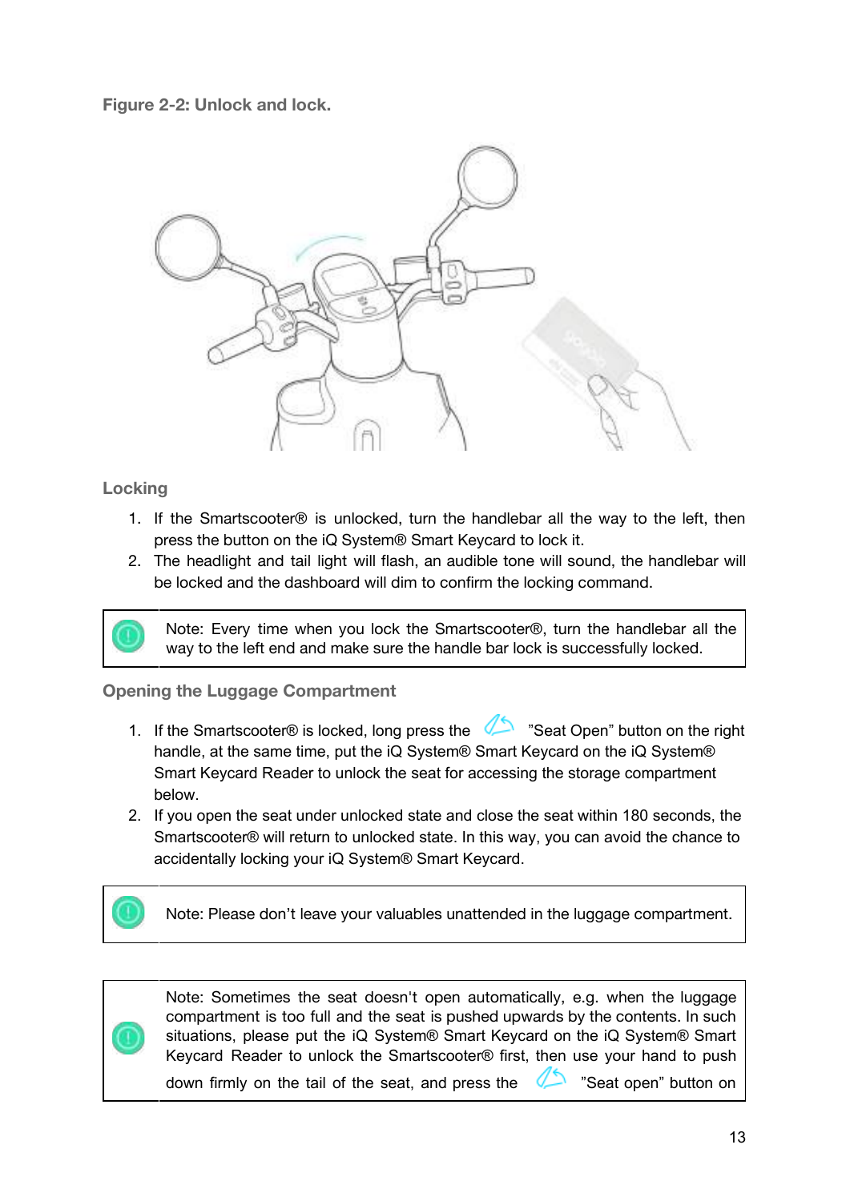Figure 2-2: Unlock and lock.

### Locking

1. If the Smartscooter® is unlocked, turn the handlebar all the way to the left, then press the button on the iQ System® Smart Keycard to lock it.
2. The headlight and tail light will flash, an audible tone will sound, the handlebar will be locked and the dashboard will dim to confirm the locking command.

> Note: Every time when you lock the Smartscooter®, turn the handlebar all the way to the left end and make sure the handle bar lock is successfully locked.

### Opening the Luggage Compartment

1. If the Smartscooter® is locked, long press the ”Seat Open” button on the right handle, at the same time, put the iQ System® Smart Keycard on the iQ System® Smart Keycard Reader to unlock the seat for accessing the storage compartment below.
2. If you open the seat under unlocked state and close the seat within 180 seconds, the Smartscooter® will return to unlocked state. In this way, you can avoid the chance to accidentally locking your iQ System® Smart Keycard.

> Note: Please don’t leave your valuables unattended in the luggage compartment.

> Note: Sometimes the seat doesn't open automatically, e.g. when the luggage compartment is too full and the seat is pushed upwards by the contents. In such situations, please put the iQ System® Smart Keycard on the iQ System® Smart Keycard Reader to unlock the Smartscooter® first, then use your hand to push down firmly on the tail of the seat, and press the ”Seat open” button on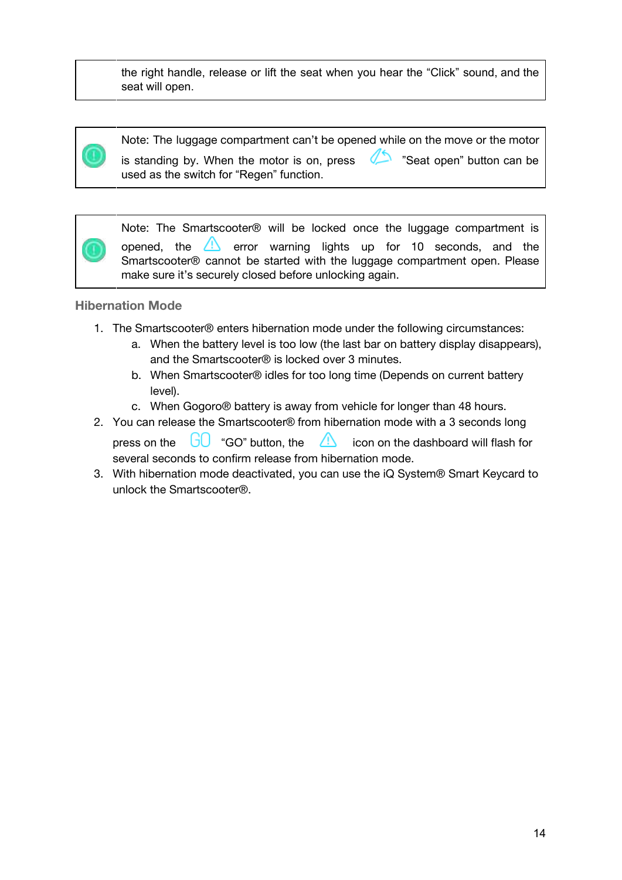| | |
|---|---|
| | the right handle, release or lift the seat when you hear the “Click” sound, and the seat will open. |

| | |
|---|---|
| | Note: The luggage compartment can’t be opened while on the move or the motor is standing by. When the motor is on, press ”Seat open” button can be used as the switch for “Regen” function. |

| | |
|---|---|
| | Note: The Smartscooter® will be locked once the luggage compartment is opened, the error warning lights up for 10 seconds, and the Smartscooter® cannot be started with the luggage compartment open. Please make sure it’s securely closed before unlocking again. |

### Hibernation Mode

1. The Smartscooter® enters hibernation mode under the following circumstances:
   a. When the battery level is too low (the last bar on battery display disappears), and the Smartscooter® is locked over 3 minutes.
   b. When Smartscooter® idles for too long time (Depends on current battery level).
   c. When Gogoro® battery is away from vehicle for longer than 48 hours.
2. You can release the Smartscooter® from hibernation mode with a 3 seconds long press on the “GO” button, the icon on the dashboard will flash for several seconds to confirm release from hibernation mode.
3. With hibernation mode deactivated, you can use the iQ System® Smart Keycard to unlock the Smartscooter®.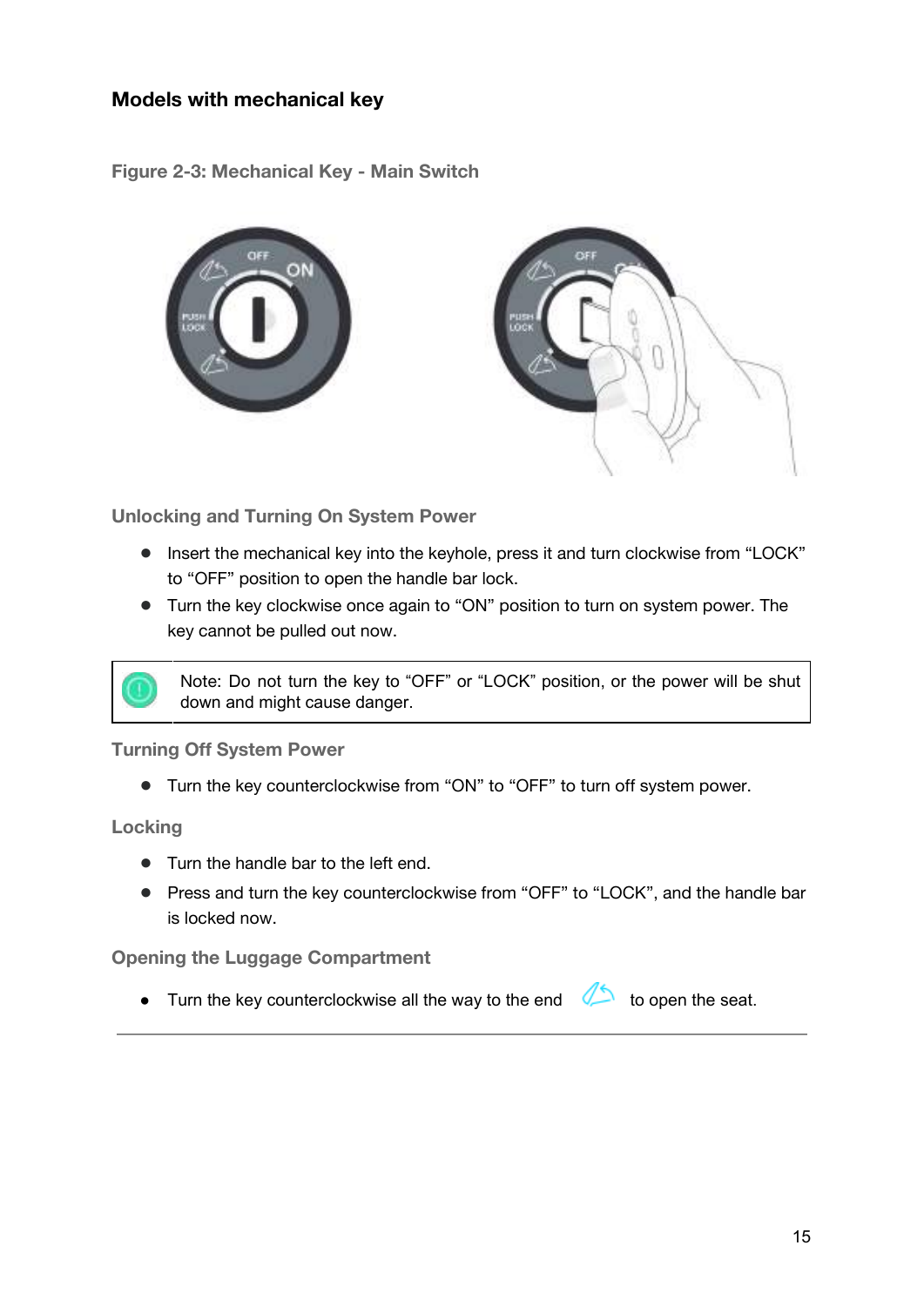## Models with mechanical key

Figure 2-3: Mechanical Key - Main Switch

### Unlocking and Turning On System Power

- Insert the mechanical key into the keyhole, press it and turn clockwise from “LOCK” to “OFF” position to open the handle bar lock.
- Turn the key clockwise once again to “ON” position to turn on system power. The key cannot be pulled out now.

| | Note: Do not turn the key to “OFF” or “LOCK” position, or the power will be shut down and might cause danger. |
|---|---|

### Turning Off System Power

- Turn the key counterclockwise from “ON” to “OFF” to turn off system power.

### Locking

- Turn the handle bar to the left end.
- Press and turn the key counterclockwise from “OFF” to “LOCK”, and the handle bar is locked now.

### Opening the Luggage Compartment

- Turn the key counterclockwise all the way to the end to open the seat.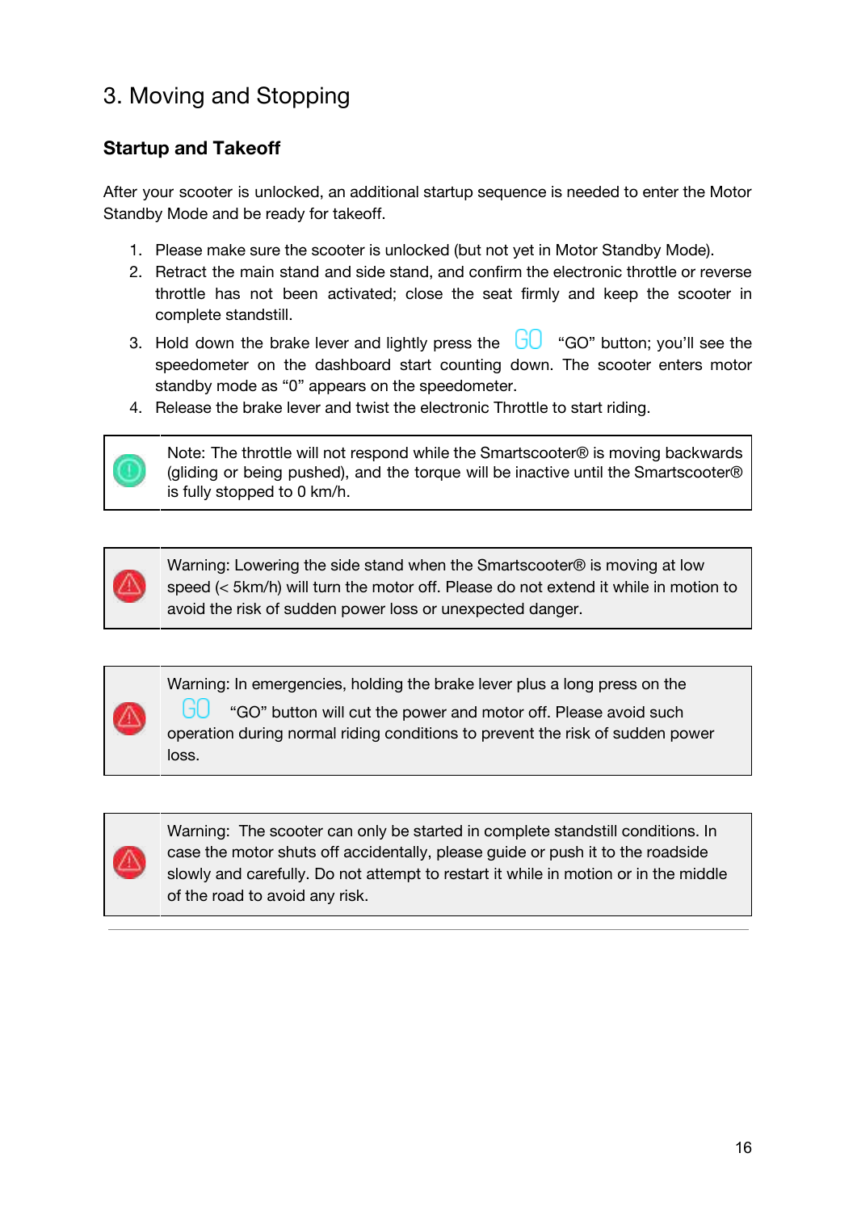# 3. Moving and Stopping

## Startup and Takeoff

After your scooter is unlocked, an additional startup sequence is needed to enter the Motor Standby Mode and be ready for takeoff.

1. Please make sure the scooter is unlocked (but not yet in Motor Standby Mode).
2. Retract the main stand and side stand, and confirm the electronic throttle or reverse throttle has not been activated; close the seat firmly and keep the scooter in complete standstill.
3. Hold down the brake lever and lightly press the GO "GO" button; you'll see the speedometer on the dashboard start counting down. The scooter enters motor standby mode as "0" appears on the speedometer.
4. Release the brake lever and twist the electronic Throttle to start riding.

| | |
|---|---|
| ⓘ | Note: The throttle will not respond while the Smartscooter® is moving backwards (gliding or being pushed), and the torque will be inactive until the Smartscooter® is fully stopped to 0 km/h. |

| | |
|---|---|
| ⚠ | Warning: Lowering the side stand when the Smartscooter® is moving at low speed (< 5km/h) will turn the motor off. Please do not extend it while in motion to avoid the risk of sudden power loss or unexpected danger. |

| | |
|---|---|
| ⚠ | Warning: In emergencies, holding the brake lever plus a long press on the GO "GO" button will cut the power and motor off. Please avoid such operation during normal riding conditions to prevent the risk of sudden power loss. |

| | |
|---|---|
| ⚠ | Warning: The scooter can only be started in complete standstill conditions. In case the motor shuts off accidentally, please guide or push it to the roadside slowly and carefully. Do not attempt to restart it while in motion or in the middle of the road to avoid any risk. |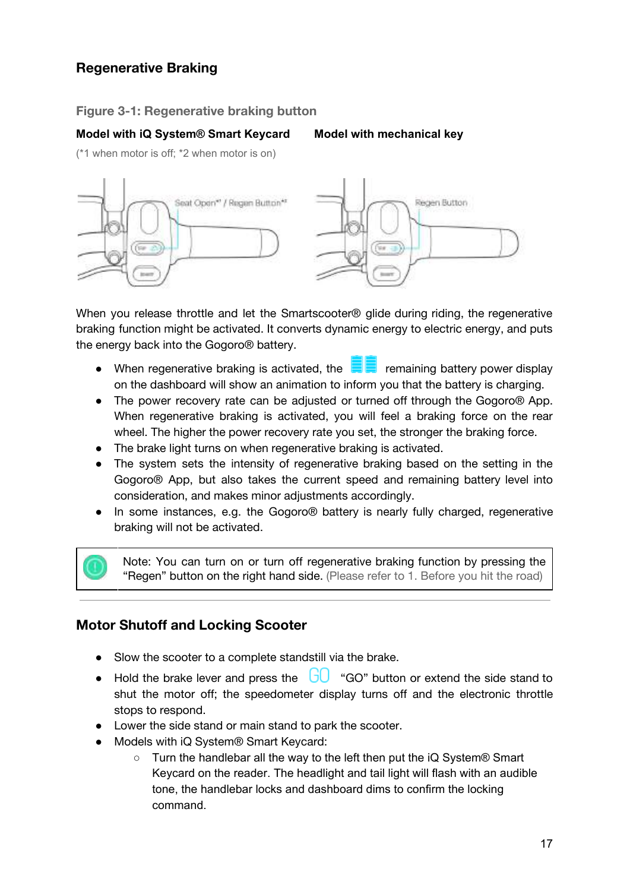## Regenerative Braking

**Figure 3-1: Regenerative braking button**

**Model with iQ System® Smart Keycard** **Model with mechanical key**

(*1 when motor is off; *2 when motor is on)

When you release throttle and let the Smartscooter® glide during riding, the regenerative braking function might be activated. It converts dynamic energy to electric energy, and puts the energy back into the Gogoro® battery.

- When regenerative braking is activated, the remaining battery power display on the dashboard will show an animation to inform you that the battery is charging.
- The power recovery rate can be adjusted or turned off through the Gogoro® App. When regenerative braking is activated, you will feel a braking force on the rear wheel. The higher the power recovery rate you set, the stronger the braking force.
- The brake light turns on when regenerative braking is activated.
- The system sets the intensity of regenerative braking based on the setting in the Gogoro® App, but also takes the current speed and remaining battery level into consideration, and makes minor adjustments accordingly.
- In some instances, e.g. the Gogoro® battery is nearly fully charged, regenerative braking will not be activated.

> Note: You can turn on or turn off regenerative braking function by pressing the "Regen" button on the right hand side. (Please refer to 1. Before you hit the road)

## Motor Shutoff and Locking Scooter

- Slow the scooter to a complete standstill via the brake.
- Hold the brake lever and press the GO "GO" button or extend the side stand to shut the motor off; the speedometer display turns off and the electronic throttle stops to respond.
- Lower the side stand or main stand to park the scooter.
- Models with iQ System® Smart Keycard:
  - Turn the handlebar all the way to the left then put the iQ System® Smart Keycard on the reader. The headlight and tail light will flash with an audible tone, the handlebar locks and dashboard dims to confirm the locking command.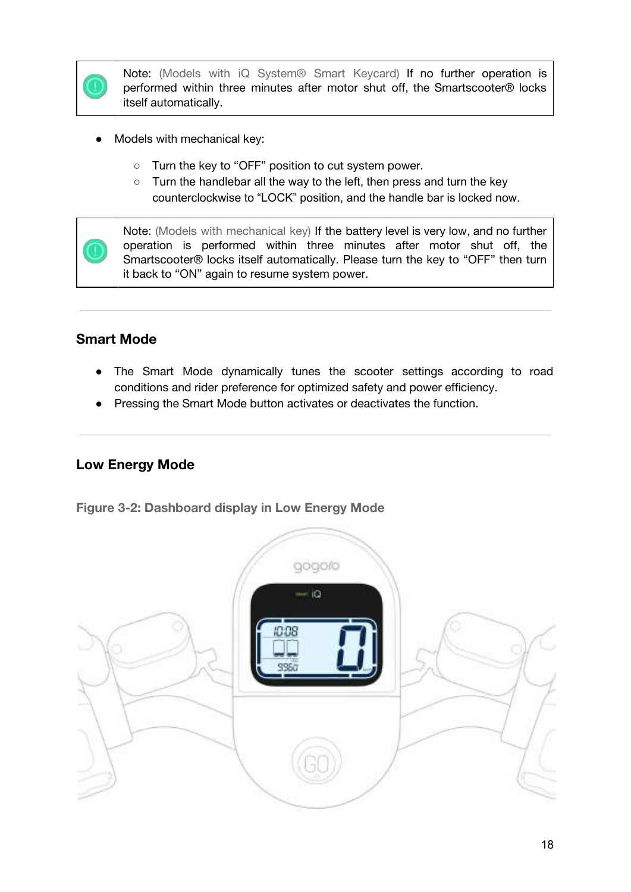> Note: (Models with iQ System® Smart Keycard) If no further operation is performed within three minutes after motor shut off, the Smartscooter® locks itself automatically.

- Models with mechanical key:
  - Turn the key to “OFF” position to cut system power.
  - Turn the handlebar all the way to the left, then press and turn the key counterclockwise to “LOCK” position, and the handle bar is locked now.

> Note: (Models with mechanical key) If the battery level is very low, and no further operation is performed within three minutes after motor shut off, the Smartscooter® locks itself automatically. Please turn the key to “OFF” then turn it back to “ON” again to resume system power.

---

## Smart Mode

- The Smart Mode dynamically tunes the scooter settings according to road conditions and rider preference for optimized safety and power efficiency.
- Pressing the Smart Mode button activates or deactivates the function.

---

## Low Energy Mode

**Figure 3-2: Dashboard display in Low Energy Mode**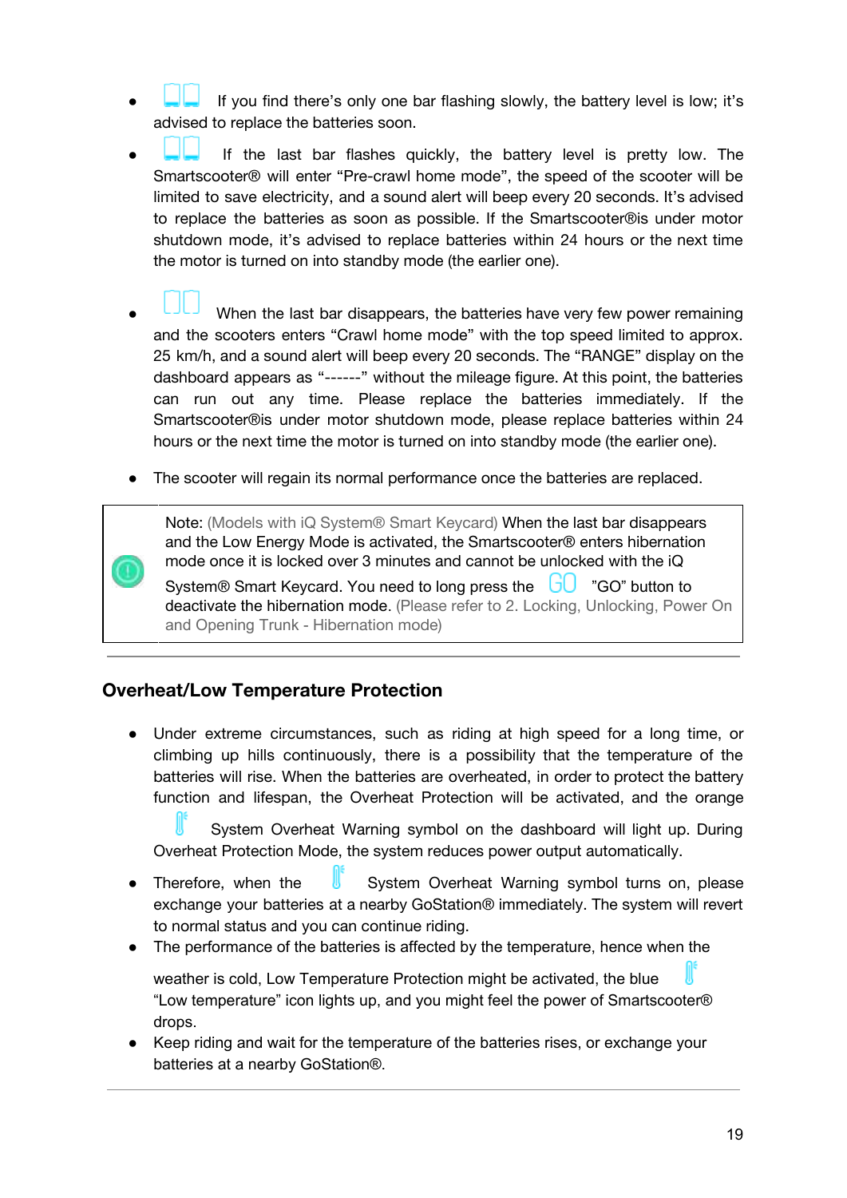- If you find there's only one bar flashing slowly, the battery level is low; it's advised to replace the batteries soon.
- If the last bar flashes quickly, the battery level is pretty low. The Smartscooter® will enter "Pre-crawl home mode", the speed of the scooter will be limited to save electricity, and a sound alert will beep every 20 seconds. It's advised to replace the batteries as soon as possible. If the Smartscooter®is under motor shutdown mode, it's advised to replace batteries within 24 hours or the next time the motor is turned on into standby mode (the earlier one).
- When the last bar disappears, the batteries have very few power remaining and the scooters enters "Crawl home mode" with the top speed limited to approx. 25 km/h, and a sound alert will beep every 20 seconds. The "RANGE" display on the dashboard appears as "------" without the mileage figure. At this point, the batteries can run out any time. Please replace the batteries immediately. If the Smartscooter®is under motor shutdown mode, please replace batteries within 24 hours or the next time the motor is turned on into standby mode (the earlier one).
- The scooter will regain its normal performance once the batteries are replaced.

> Note: (Models with iQ System® Smart Keycard) When the last bar disappears and the Low Energy Mode is activated, the Smartscooter® enters hibernation mode once it is locked over 3 minutes and cannot be unlocked with the iQ System® Smart Keycard. You need to long press the "GO" button to deactivate the hibernation mode. (Please refer to 2. Locking, Unlocking, Power On and Opening Trunk - Hibernation mode)

## Overheat/Low Temperature Protection

- Under extreme circumstances, such as riding at high speed for a long time, or climbing up hills continuously, there is a possibility that the temperature of the batteries will rise. When the batteries are overheated, in order to protect the battery function and lifespan, the Overheat Protection will be activated, and the orange System Overheat Warning symbol on the dashboard will light up. During Overheat Protection Mode, the system reduces power output automatically.
- Therefore, when the System Overheat Warning symbol turns on, please exchange your batteries at a nearby GoStation® immediately. The system will revert to normal status and you can continue riding.
- The performance of the batteries is affected by the temperature, hence when the weather is cold, Low Temperature Protection might be activated, the blue "Low temperature" icon lights up, and you might feel the power of Smartscooter® drops.
- Keep riding and wait for the temperature of the batteries rises, or exchange your batteries at a nearby GoStation®.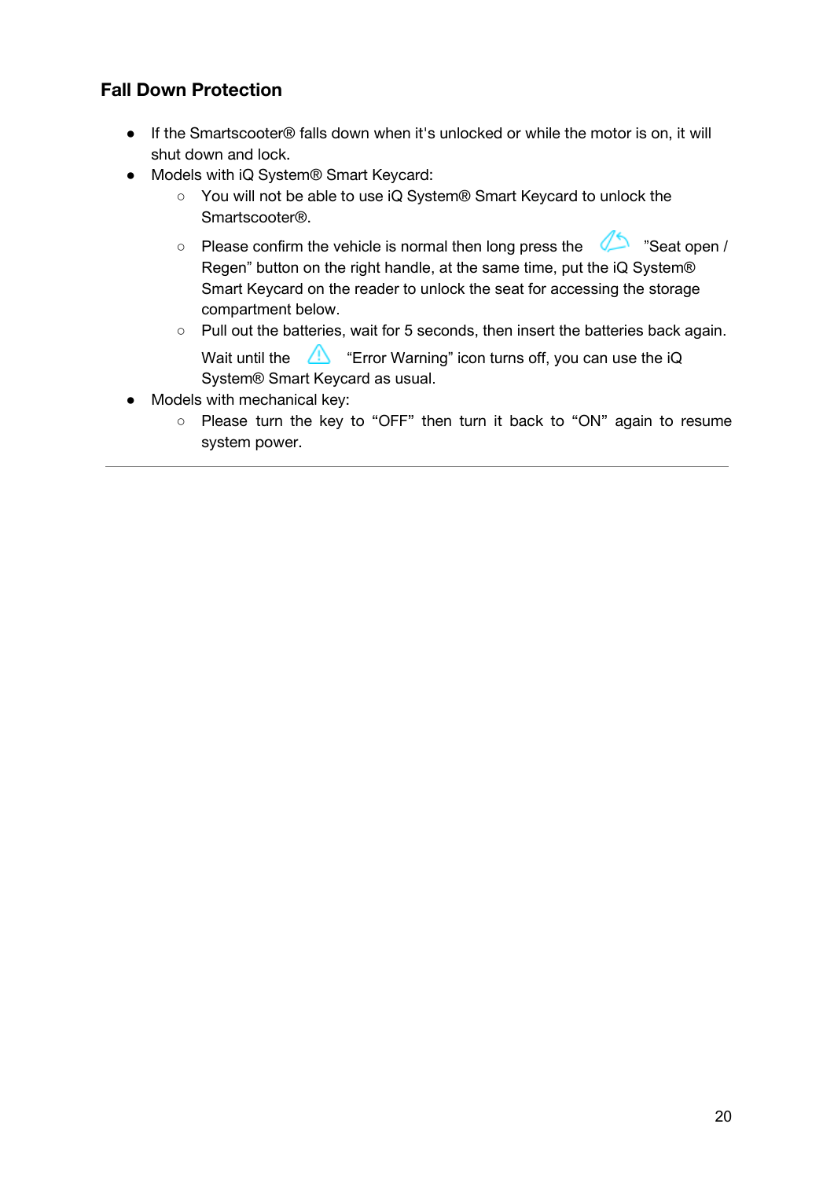## Fall Down Protection

- If the Smartscooter® falls down when it's unlocked or while the motor is on, it will shut down and lock.
- Models with iQ System® Smart Keycard:
  - You will not be able to use iQ System® Smart Keycard to unlock the Smartscooter®.
  - Please confirm the vehicle is normal then long press the "Seat open / Regen" button on the right handle, at the same time, put the iQ System® Smart Keycard on the reader to unlock the seat for accessing the storage compartment below.
  - Pull out the batteries, wait for 5 seconds, then insert the batteries back again. Wait until the "Error Warning" icon turns off, you can use the iQ System® Smart Keycard as usual.
- Models with mechanical key:
  - Please turn the key to "OFF" then turn it back to "ON" again to resume system power.

---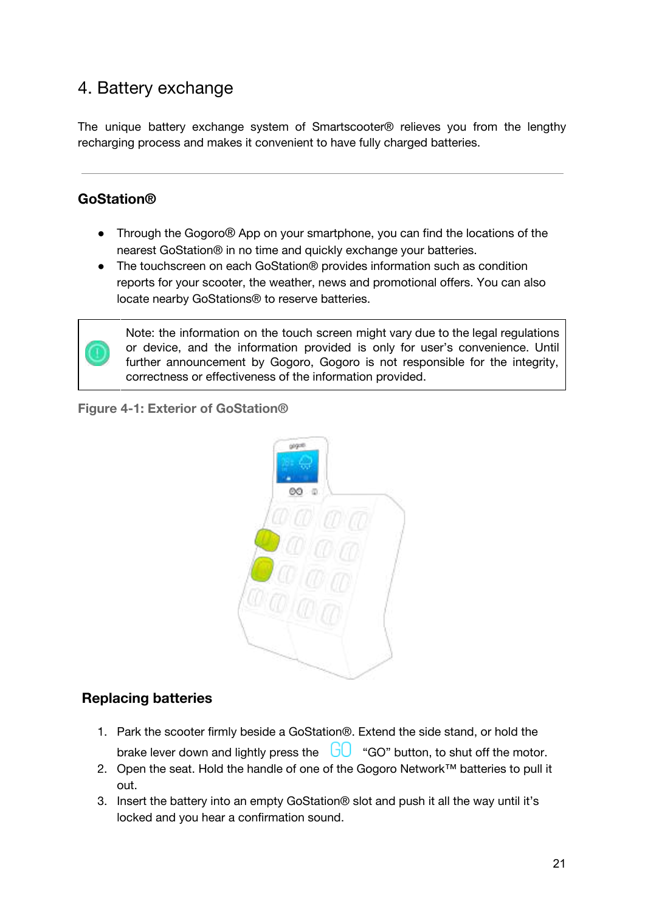# 4. Battery exchange

The unique battery exchange system of Smartscooter® relieves you from the lengthy recharging process and makes it convenient to have fully charged batteries.

---

### GoStation®

- Through the Gogoro® App on your smartphone, you can find the locations of the nearest GoStation® in no time and quickly exchange your batteries.
- The touchscreen on each GoStation® provides information such as condition reports for your scooter, the weather, news and promotional offers. You can also locate nearby GoStations® to reserve batteries.

> Note: the information on the touch screen might vary due to the legal regulations or device, and the information provided is only for user's convenience. Until further announcement by Gogoro, Gogoro is not responsible for the integrity, correctness or effectiveness of the information provided.

**Figure 4-1: Exterior of GoStation®**

### Replacing batteries

1. Park the scooter firmly beside a GoStation®. Extend the side stand, or hold the brake lever down and lightly press the GO "GO" button, to shut off the motor.
2. Open the seat. Hold the handle of one of the Gogoro Network™ batteries to pull it out.
3. Insert the battery into an empty GoStation® slot and push it all the way until it's locked and you hear a confirmation sound.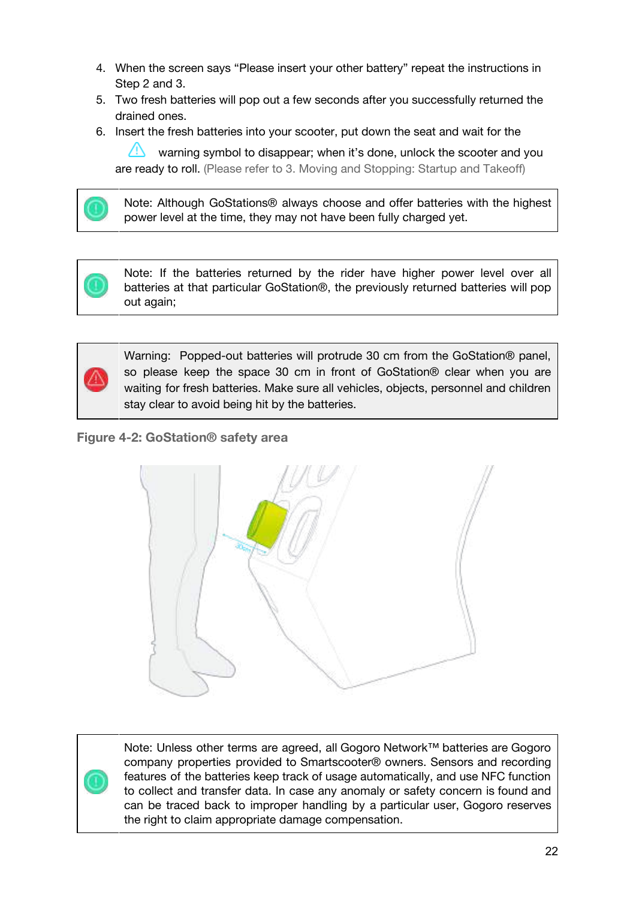4. When the screen says "Please insert your other battery" repeat the instructions in Step 2 and 3.
5. Two fresh batteries will pop out a few seconds after you successfully returned the drained ones.
6. Insert the fresh batteries into your scooter, put down the seat and wait for the ⚠ warning symbol to disappear; when it's done, unlock the scooter and you are ready to roll. (Please refer to 3. Moving and Stopping: Startup and Takeoff)

| | |
|---|---|
| ⓘ | Note: Although GoStations® always choose and offer batteries with the highest power level at the time, they may not have been fully charged yet. |

| | |
|---|---|
| ⓘ | Note: If the batteries returned by the rider have higher power level over all batteries at that particular GoStation®, the previously returned batteries will pop out again; |

| | |
|---|---|
| ⚠ | Warning: Popped-out batteries will protrude 30 cm from the GoStation® panel, so please keep the space 30 cm in front of GoStation® clear when you are waiting for fresh batteries. Make sure all vehicles, objects, personnel and children stay clear to avoid being hit by the batteries. |

**Figure 4-2: GoStation® safety area**

| | |
|---|---|
| ⓘ | Note: Unless other terms are agreed, all Gogoro Network™ batteries are Gogoro company properties provided to Smartscooter® owners. Sensors and recording features of the batteries keep track of usage automatically, and use NFC function to collect and transfer data. In case any anomaly or safety concern is found and can be traced back to improper handling by a particular user, Gogoro reserves the right to claim appropriate damage compensation. |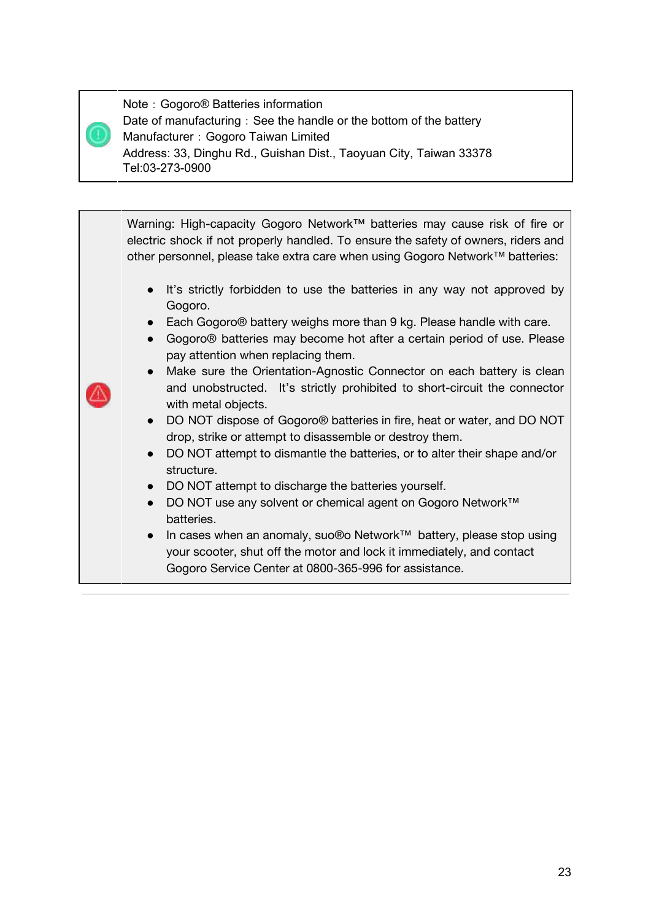Note：Gogoro® Batteries information
Date of manufacturing：See the handle or the bottom of the battery
Manufacturer：Gogoro Taiwan Limited
Address: 33, Dinghu Rd., Guishan Dist., Taoyuan City, Taiwan 33378
Tel:03-273-0900

Warning: High-capacity Gogoro Network™ batteries may cause risk of fire or electric shock if not properly handled. To ensure the safety of owners, riders and other personnel, please take extra care when using Gogoro Network™ batteries:

- It's strictly forbidden to use the batteries in any way not approved by Gogoro.
- Each Gogoro® battery weighs more than 9 kg. Please handle with care.
- Gogoro® batteries may become hot after a certain period of use. Please pay attention when replacing them.
- Make sure the Orientation-Agnostic Connector on each battery is clean and unobstructed. It's strictly prohibited to short-circuit the connector with metal objects.
- DO NOT dispose of Gogoro® batteries in fire, heat or water, and DO NOT drop, strike or attempt to disassemble or destroy them.
- DO NOT attempt to dismantle the batteries, or to alter their shape and/or structure.
- DO NOT attempt to discharge the batteries yourself.
- DO NOT use any solvent or chemical agent on Gogoro Network™ batteries.
- In cases when an anomaly, suo®o Network™ battery, please stop using your scooter, shut off the motor and lock it immediately, and contact Gogoro Service Center at 0800-365-996 for assistance.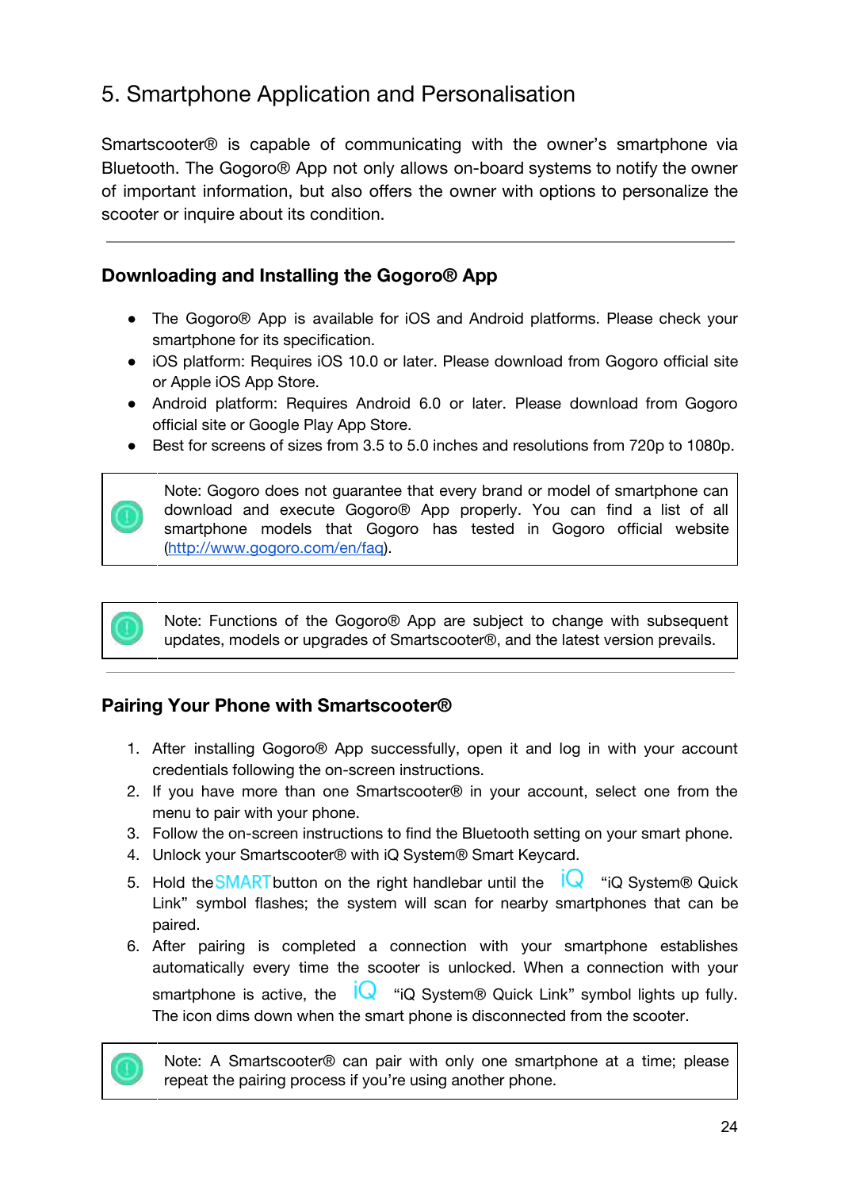# 5. Smartphone Application and Personalisation

Smartscooter® is capable of communicating with the owner's smartphone via Bluetooth. The Gogoro® App not only allows on-board systems to notify the owner of important information, but also offers the owner with options to personalize the scooter or inquire about its condition.

---

## Downloading and Installing the Gogoro® App

- The Gogoro® App is available for iOS and Android platforms. Please check your smartphone for its specification.
- iOS platform: Requires iOS 10.0 or later. Please download from Gogoro official site or Apple iOS App Store.
- Android platform: Requires Android 6.0 or later. Please download from Gogoro official site or Google Play App Store.
- Best for screens of sizes from 3.5 to 5.0 inches and resolutions from 720p to 1080p.

> Note: Gogoro does not guarantee that every brand or model of smartphone can download and execute Gogoro® App properly. You can find a list of all smartphone models that Gogoro has tested in Gogoro official website (http://www.gogoro.com/en/faq).

> Note: Functions of the Gogoro® App are subject to change with subsequent updates, models or upgrades of Smartscooter®, and the latest version prevails.

---

## Pairing Your Phone with Smartscooter®

1. After installing Gogoro® App successfully, open it and log in with your account credentials following the on-screen instructions.
2. If you have more than one Smartscooter® in your account, select one from the menu to pair with your phone.
3. Follow the on-screen instructions to find the Bluetooth setting on your smart phone.
4. Unlock your Smartscooter® with iQ System® Smart Keycard.
5. Hold the SMART button on the right handlebar until the iQ "iQ System® Quick Link" symbol flashes; the system will scan for nearby smartphones that can be paired.
6. After pairing is completed a connection with your smartphone establishes automatically every time the scooter is unlocked. When a connection with your smartphone is active, the iQ "iQ System® Quick Link" symbol lights up fully. The icon dims down when the smart phone is disconnected from the scooter.

> Note: A Smartscooter® can pair with only one smartphone at a time; please repeat the pairing process if you're using another phone.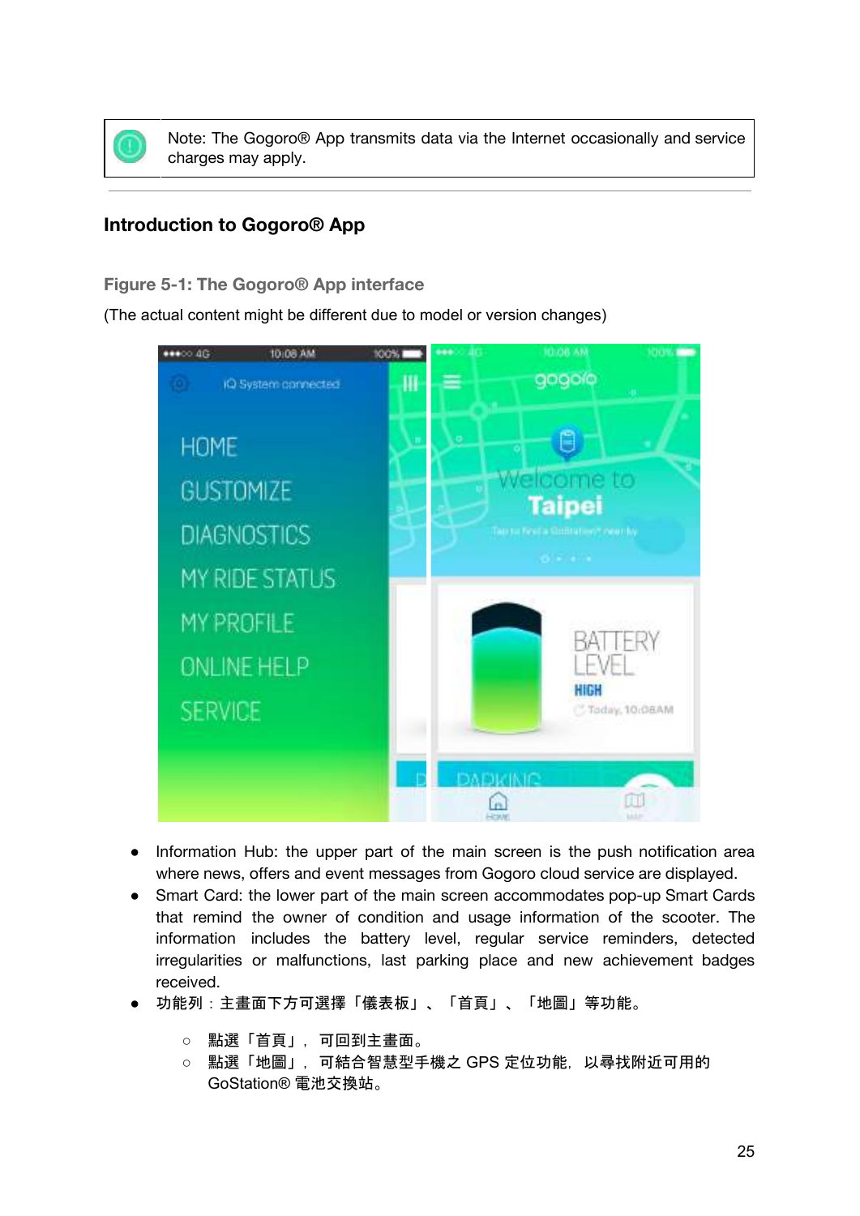> Note: The Gogoro® App transmits data via the Internet occasionally and service charges may apply.

---

## Introduction to Gogoro® App

**Figure 5-1: The Gogoro® App interface**

(The actual content might be different due to model or version changes)

- Information Hub: the upper part of the main screen is the push notification area where news, offers and event messages from Gogoro cloud service are displayed.
- Smart Card: the lower part of the main screen accommodates pop-up Smart Cards that remind the owner of condition and usage information of the scooter. The information includes the battery level, regular service reminders, detected irregularities or malfunctions, last parking place and new achievement badges received.
- 功能列：主畫面下方可選擇「儀表板」、「首頁」、「地圖」等功能。
  - 點選「首頁」，可回到主畫面。
  - 點選「地圖」，可結合智慧型手機之 GPS 定位功能，以尋找附近可用的 GoStation® 電池交換站。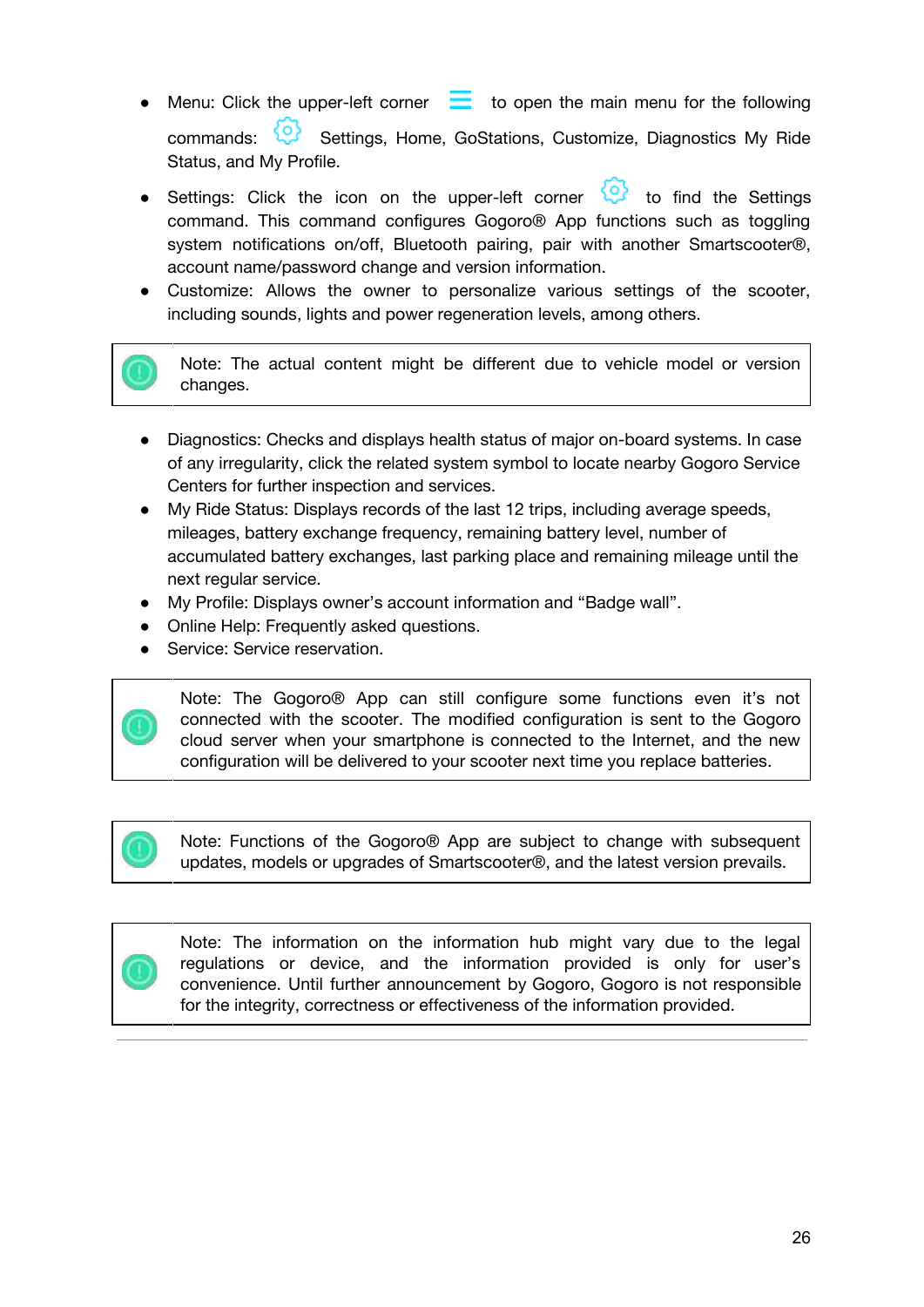- Menu: Click the upper-left corner to open the main menu for the following commands: Settings, Home, GoStations, Customize, Diagnostics My Ride Status, and My Profile.
- Settings: Click the icon on the upper-left corner to find the Settings command. This command configures Gogoro® App functions such as toggling system notifications on/off, Bluetooth pairing, pair with another Smartscooter®, account name/password change and version information.
- Customize: Allows the owner to personalize various settings of the scooter, including sounds, lights and power regeneration levels, among others.

> Note: The actual content might be different due to vehicle model or version changes.

- Diagnostics: Checks and displays health status of major on-board systems. In case of any irregularity, click the related system symbol to locate nearby Gogoro Service Centers for further inspection and services.
- My Ride Status: Displays records of the last 12 trips, including average speeds, mileages, battery exchange frequency, remaining battery level, number of accumulated battery exchanges, last parking place and remaining mileage until the next regular service.
- My Profile: Displays owner's account information and "Badge wall".
- Online Help: Frequently asked questions.
- Service: Service reservation.

> Note: The Gogoro® App can still configure some functions even it's not connected with the scooter. The modified configuration is sent to the Gogoro cloud server when your smartphone is connected to the Internet, and the new configuration will be delivered to your scooter next time you replace batteries.

> Note: Functions of the Gogoro® App are subject to change with subsequent updates, models or upgrades of Smartscooter®, and the latest version prevails.

> Note: The information on the information hub might vary due to the legal regulations or device, and the information provided is only for user's convenience. Until further announcement by Gogoro, Gogoro is not responsible for the integrity, correctness or effectiveness of the information provided.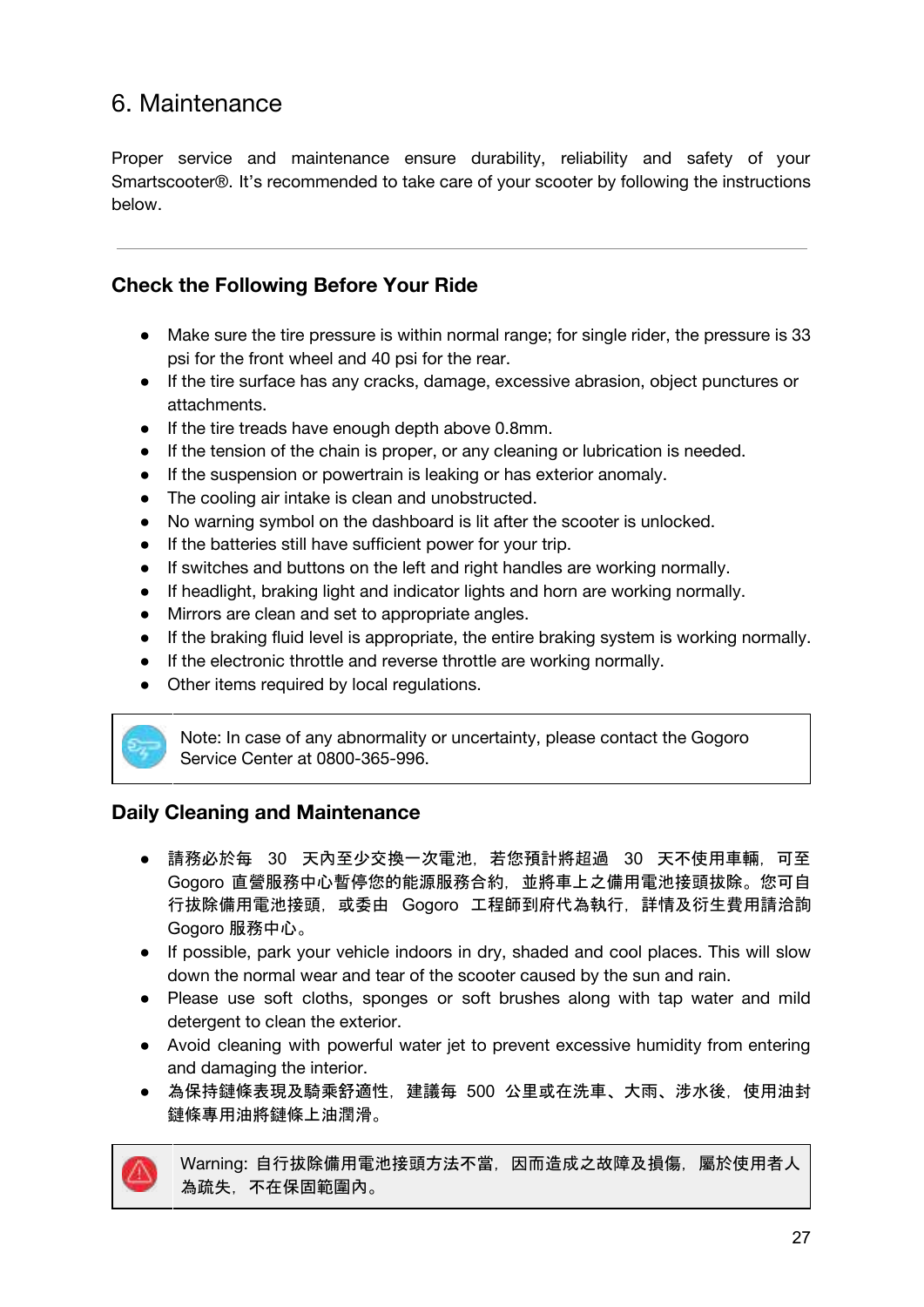# 6. Maintenance

Proper service and maintenance ensure durability, reliability and safety of your Smartscooter®. It's recommended to take care of your scooter by following the instructions below.

---

## Check the Following Before Your Ride

- Make sure the tire pressure is within normal range; for single rider, the pressure is 33 psi for the front wheel and 40 psi for the rear.
- If the tire surface has any cracks, damage, excessive abrasion, object punctures or attachments.
- If the tire treads have enough depth above 0.8mm.
- If the tension of the chain is proper, or any cleaning or lubrication is needed.
- If the suspension or powertrain is leaking or has exterior anomaly.
- The cooling air intake is clean and unobstructed.
- No warning symbol on the dashboard is lit after the scooter is unlocked.
- If the batteries still have sufficient power for your trip.
- If switches and buttons on the left and right handles are working normally.
- If headlight, braking light and indicator lights and horn are working normally.
- Mirrors are clean and set to appropriate angles.
- If the braking fluid level is appropriate, the entire braking system is working normally.
- If the electronic throttle and reverse throttle are working normally.
- Other items required by local regulations.

> Note: In case of any abnormality or uncertainty, please contact the Gogoro Service Center at 0800-365-996.

## Daily Cleaning and Maintenance

- 請務必於每 30 天內至少交換一次電池，若您預計將超過 30 天不使用車輛，可至 Gogoro 直營服務中心暫停您的能源服務合約，並將車上之備用電池接頭拔除。您可自行拔除備用電池接頭，或委由 Gogoro 工程師到府代為執行，詳情及衍生費用請洽詢 Gogoro 服務中心。
- If possible, park your vehicle indoors in dry, shaded and cool places. This will slow down the normal wear and tear of the scooter caused by the sun and rain.
- Please use soft cloths, sponges or soft brushes along with tap water and mild detergent to clean the exterior.
- Avoid cleaning with powerful water jet to prevent excessive humidity from entering and damaging the interior.
- 為保持鏈條表現及騎乘舒適性，建議每 500 公里或在洗車、大雨、涉水後，使用油封鏈條專用油將鏈條上油潤滑。

> Warning: 自行拔除備用電池接頭方法不當，因而造成之故障及損傷，屬於使用者人為疏失，不在保固範圍內。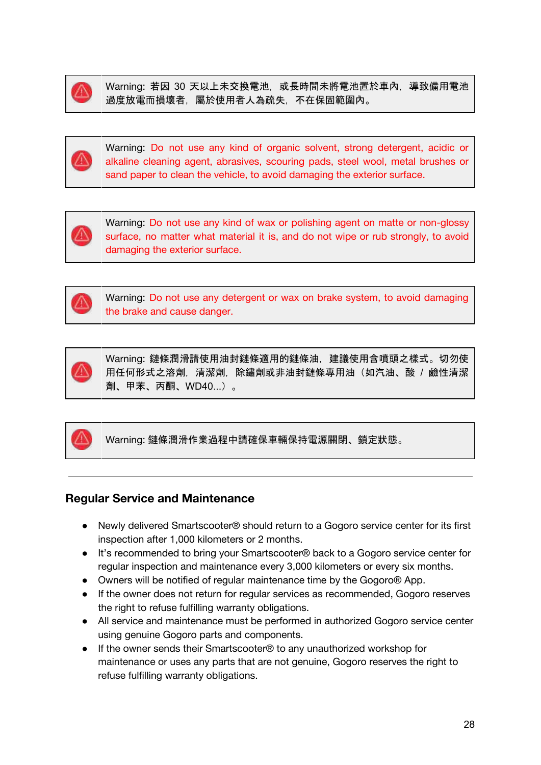> Warning: 若因 30 天以上未交換電池，或長時間未將電池置於車內，導致備用電池過度放電而損壞者，屬於使用者人為疏失，不在保固範圍內。

> Warning: Do not use any kind of organic solvent, strong detergent, acidic or alkaline cleaning agent, abrasives, scouring pads, steel wool, metal brushes or sand paper to clean the vehicle, to avoid damaging the exterior surface.

> Warning: Do not use any kind of wax or polishing agent on matte or non-glossy surface, no matter what material it is, and do not wipe or rub strongly, to avoid damaging the exterior surface.

> Warning: Do not use any detergent or wax on brake system, to avoid damaging the brake and cause danger.

> Warning: 鏈條潤滑請使用油封鏈條適用的鏈條油，建議使用含噴頭之樣式。切勿使用任何形式之溶劑，清潔劑，除鏽劑或非油封鏈條專用油（如汽油、酸 / 鹼性清潔劑、甲苯、丙酮、WD40...）。

> Warning: 鏈條潤滑作業過程中請確保車輛保持電源關閉、鎖定狀態。

---

## Regular Service and Maintenance

- Newly delivered Smartscooter® should return to a Gogoro service center for its first inspection after 1,000 kilometers or 2 months.
- It's recommended to bring your Smartscooter® back to a Gogoro service center for regular inspection and maintenance every 3,000 kilometers or every six months.
- Owners will be notified of regular maintenance time by the Gogoro® App.
- If the owner does not return for regular services as recommended, Gogoro reserves the right to refuse fulfilling warranty obligations.
- All service and maintenance must be performed in authorized Gogoro service center using genuine Gogoro parts and components.
- If the owner sends their Smartscooter® to any unauthorized workshop for maintenance or uses any parts that are not genuine, Gogoro reserves the right to refuse fulfilling warranty obligations.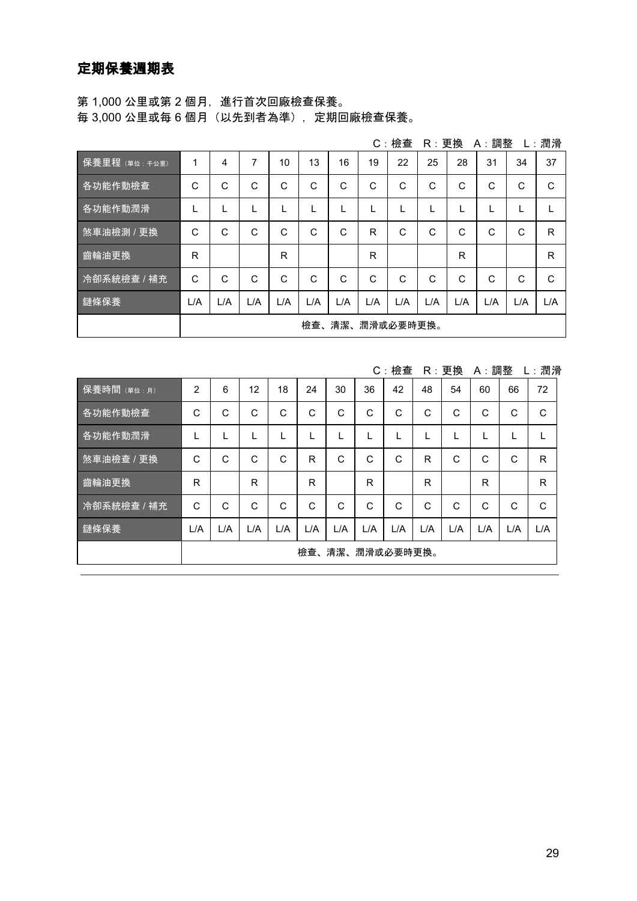## 定期保養週期表

第 1,000 公里或第 2 個月，進行首次回廠檢查保養。
每 3,000 公里或每 6 個月（以先到者為準），定期回廠檢查保養。

C：檢查　R：更換　A：調整　L：潤滑

| 保養里程（單位：千公里） | 1 | 4 | 7 | 10 | 13 | 16 | 19 | 22 | 25 | 28 | 31 | 34 | 37 |
|---|---|---|---|---|---|---|---|---|---|---|---|---|---|
| 各功能作動檢查 | C | C | C | C | C | C | C | C | C | C | C | C | C |
| 各功能作動潤滑 | L | L | L | L | L | L | L | L | L | L | L | L | L |
| 煞車油檢測 / 更換 | C | C | C | C | C | C | R | C | C | C | C | C | R |
| 齒輪油更換 | R | | | R | | | R | | | R | | | R |
| 冷卻系統檢查 / 補充 | C | C | C | C | C | C | C | C | C | C | C | C | C |
| 鏈條保養 | L/A | L/A | L/A | L/A | L/A | L/A | L/A | L/A | L/A | L/A | L/A | L/A | L/A |
| | 檢查、清潔、潤滑或必要時更換。 | | | | | | | | | | | | |

C：檢查　R：更換　A：調整　L：潤滑

| 保養時間（單位：月） | 2 | 6 | 12 | 18 | 24 | 30 | 36 | 42 | 48 | 54 | 60 | 66 | 72 |
|---|---|---|---|---|---|---|---|---|---|---|---|---|---|
| 各功能作動檢查 | C | C | C | C | C | C | C | C | C | C | C | C | C |
| 各功能作動潤滑 | L | L | L | L | L | L | L | L | L | L | L | L | L |
| 煞車油檢查 / 更換 | C | C | C | C | R | C | C | C | R | C | C | C | R |
| 齒輪油更換 | R | | R | | R | | R | | R | | R | | R |
| 冷卻系統檢查 / 補充 | C | C | C | C | C | C | C | C | C | C | C | C | C |
| 鏈條保養 | L/A | L/A | L/A | L/A | L/A | L/A | L/A | L/A | L/A | L/A | L/A | L/A | L/A |
| | 檢查、清潔、潤滑或必要時更換。 | | | | | | | | | | | | |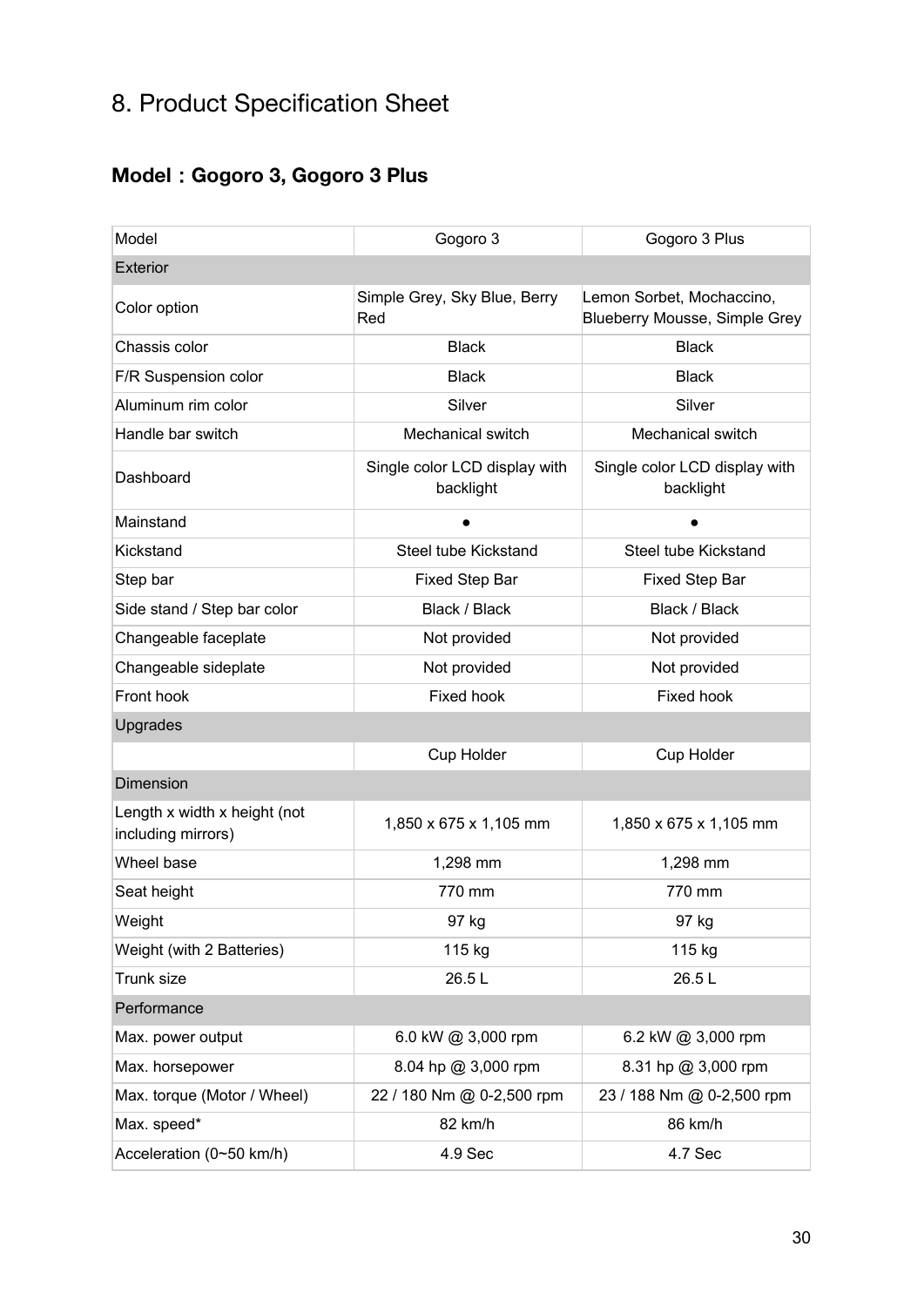# 8. Product Specification Sheet

## Model：Gogoro 3, Gogoro 3 Plus

| Model | Gogoro 3 | Gogoro 3 Plus |
|---|---|---|
| Exterior | | |
| Color option | Simple Grey, Sky Blue, Berry Red | Lemon Sorbet, Mochaccino, Blueberry Mousse, Simple Grey |
| Chassis color | Black | Black |
| F/R Suspension color | Black | Black |
| Aluminum rim color | Silver | Silver |
| Handle bar switch | Mechanical switch | Mechanical switch |
| Dashboard | Single color LCD display with backlight | Single color LCD display with backlight |
| Mainstand | ● | ● |
| Kickstand | Steel tube Kickstand | Steel tube Kickstand |
| Step bar | Fixed Step Bar | Fixed Step Bar |
| Side stand / Step bar color | Black / Black | Black / Black |
| Changeable faceplate | Not provided | Not provided |
| Changeable sideplate | Not provided | Not provided |
| Front hook | Fixed hook | Fixed hook |
| Upgrades | | |
| | Cup Holder | Cup Holder |
| Dimension | | |
| Length x width x height (not including mirrors) | 1,850 x 675 x 1,105 mm | 1,850 x 675 x 1,105 mm |
| Wheel base | 1,298 mm | 1,298 mm |
| Seat height | 770 mm | 770 mm |
| Weight | 97 kg | 97 kg |
| Weight (with 2 Batteries) | 115 kg | 115 kg |
| Trunk size | 26.5 L | 26.5 L |
| Performance | | |
| Max. power output | 6.0 kW @ 3,000 rpm | 6.2 kW @ 3,000 rpm |
| Max. horsepower | 8.04 hp @ 3,000 rpm | 8.31 hp @ 3,000 rpm |
| Max. torque (Motor / Wheel) | 22 / 180 Nm @ 0-2,500 rpm | 23 / 188 Nm @ 0-2,500 rpm |
| Max. speed* | 82 km/h | 86 km/h |
| Acceleration (0~50 km/h) | 4.9 Sec | 4.7 Sec |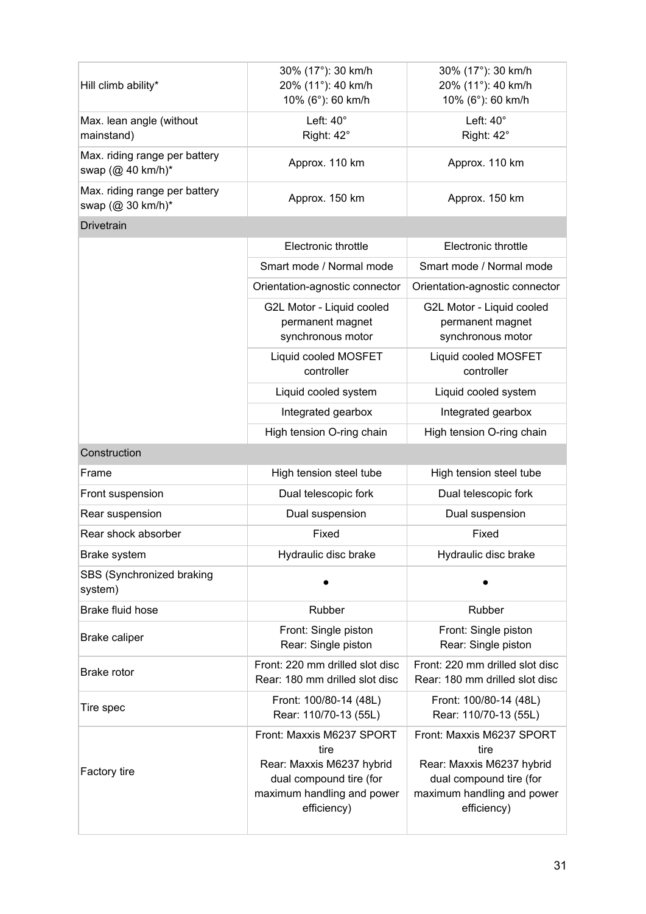| | | |
|---|---|---|
| Hill climb ability* | 30% (17°): 30 km/h<br>20% (11°): 40 km/h<br>10% (6°): 60 km/h | 30% (17°): 30 km/h<br>20% (11°): 40 km/h<br>10% (6°): 60 km/h |
| Max. lean angle (without mainstand) | Left: 40°<br>Right: 42° | Left: 40°<br>Right: 42° |
| Max. riding range per battery swap (@ 40 km/h)* | Approx. 110 km | Approx. 110 km |
| Max. riding range per battery swap (@ 30 km/h)* | Approx. 150 km | Approx. 150 km |
| **Drivetrain** | | |
| | Electronic throttle | Electronic throttle |
| | Smart mode / Normal mode | Smart mode / Normal mode |
| | Orientation-agnostic connector | Orientation-agnostic connector |
| | G2L Motor - Liquid cooled permanent magnet synchronous motor | G2L Motor - Liquid cooled permanent magnet synchronous motor |
| | Liquid cooled MOSFET controller | Liquid cooled MOSFET controller |
| | Liquid cooled system | Liquid cooled system |
| | Integrated gearbox | Integrated gearbox |
| | High tension O-ring chain | High tension O-ring chain |
| **Construction** | | |
| Frame | High tension steel tube | High tension steel tube |
| Front suspension | Dual telescopic fork | Dual telescopic fork |
| Rear suspension | Dual suspension | Dual suspension |
| Rear shock absorber | Fixed | Fixed |
| Brake system | Hydraulic disc brake | Hydraulic disc brake |
| SBS (Synchronized braking system) | ● | ● |
| Brake fluid hose | Rubber | Rubber |
| Brake caliper | Front: Single piston<br>Rear: Single piston | Front: Single piston<br>Rear: Single piston |
| Brake rotor | Front: 220 mm drilled slot disc<br>Rear: 180 mm drilled slot disc | Front: 220 mm drilled slot disc<br>Rear: 180 mm drilled slot disc |
| Tire spec | Front: 100/80-14 (48L)<br>Rear: 110/70-13 (55L) | Front: 100/80-14 (48L)<br>Rear: 110/70-13 (55L) |
| Factory tire | Front: Maxxis M6237 SPORT tire<br>Rear: Maxxis M6237 hybrid dual compound tire (for maximum handling and power efficiency) | Front: Maxxis M6237 SPORT tire<br>Rear: Maxxis M6237 hybrid dual compound tire (for maximum handling and power efficiency) |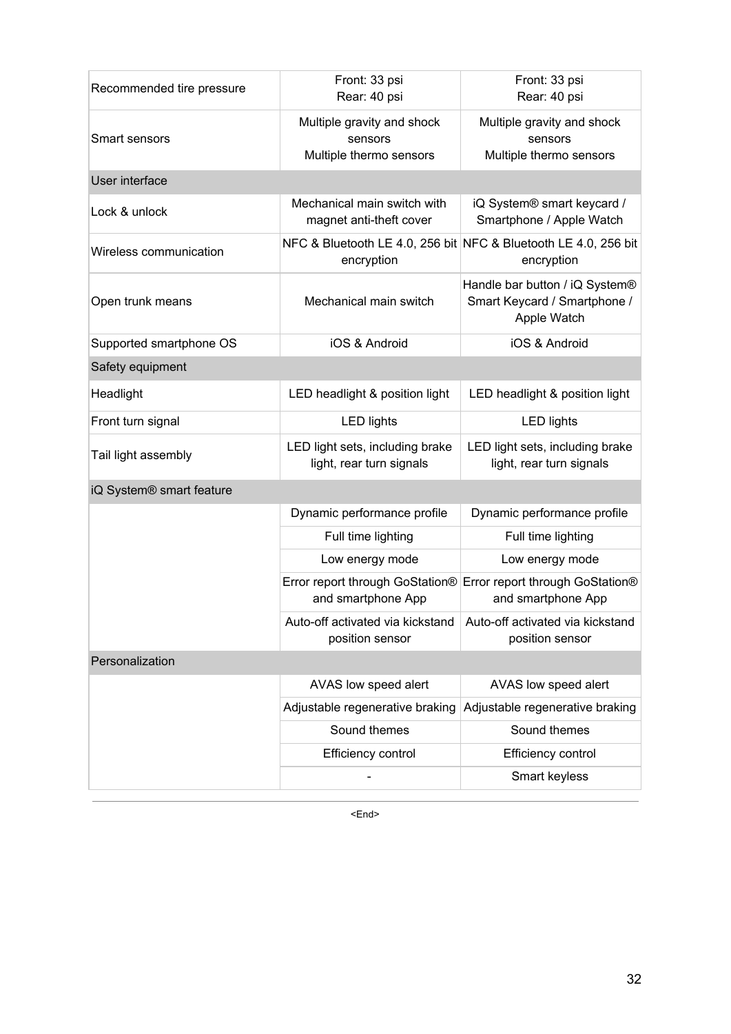| | | |
|---|---|---|
| Recommended tire pressure | Front: 33 psi<br>Rear: 40 psi | Front: 33 psi<br>Rear: 40 psi |
| Smart sensors | Multiple gravity and shock sensors<br>Multiple thermo sensors | Multiple gravity and shock sensors<br>Multiple thermo sensors |
| User interface | | |
| Lock & unlock | Mechanical main switch with magnet anti-theft cover | iQ System® smart keycard / Smartphone / Apple Watch |
| Wireless communication | NFC & Bluetooth LE 4.0, 256 bit encryption | NFC & Bluetooth LE 4.0, 256 bit encryption |
| Open trunk means | Mechanical main switch | Handle bar button / iQ System® Smart Keycard / Smartphone / Apple Watch |
| Supported smartphone OS | iOS & Android | iOS & Android |
| Safety equipment | | |
| Headlight | LED headlight & position light | LED headlight & position light |
| Front turn signal | LED lights | LED lights |
| Tail light assembly | LED light sets, including brake light, rear turn signals | LED light sets, including brake light, rear turn signals |
| iQ System® smart feature | | |
| | Dynamic performance profile | Dynamic performance profile |
| | Full time lighting | Full time lighting |
| | Low energy mode | Low energy mode |
| | Error report through GoStation® and smartphone App | Error report through GoStation® and smartphone App |
| | Auto-off activated via kickstand position sensor | Auto-off activated via kickstand position sensor |
| Personalization | | |
| | AVAS low speed alert | AVAS low speed alert |
| | Adjustable regenerative braking | Adjustable regenerative braking |
| | Sound themes | Sound themes |
| | Efficiency control | Efficiency control |
| | - | Smart keyless |

<End>